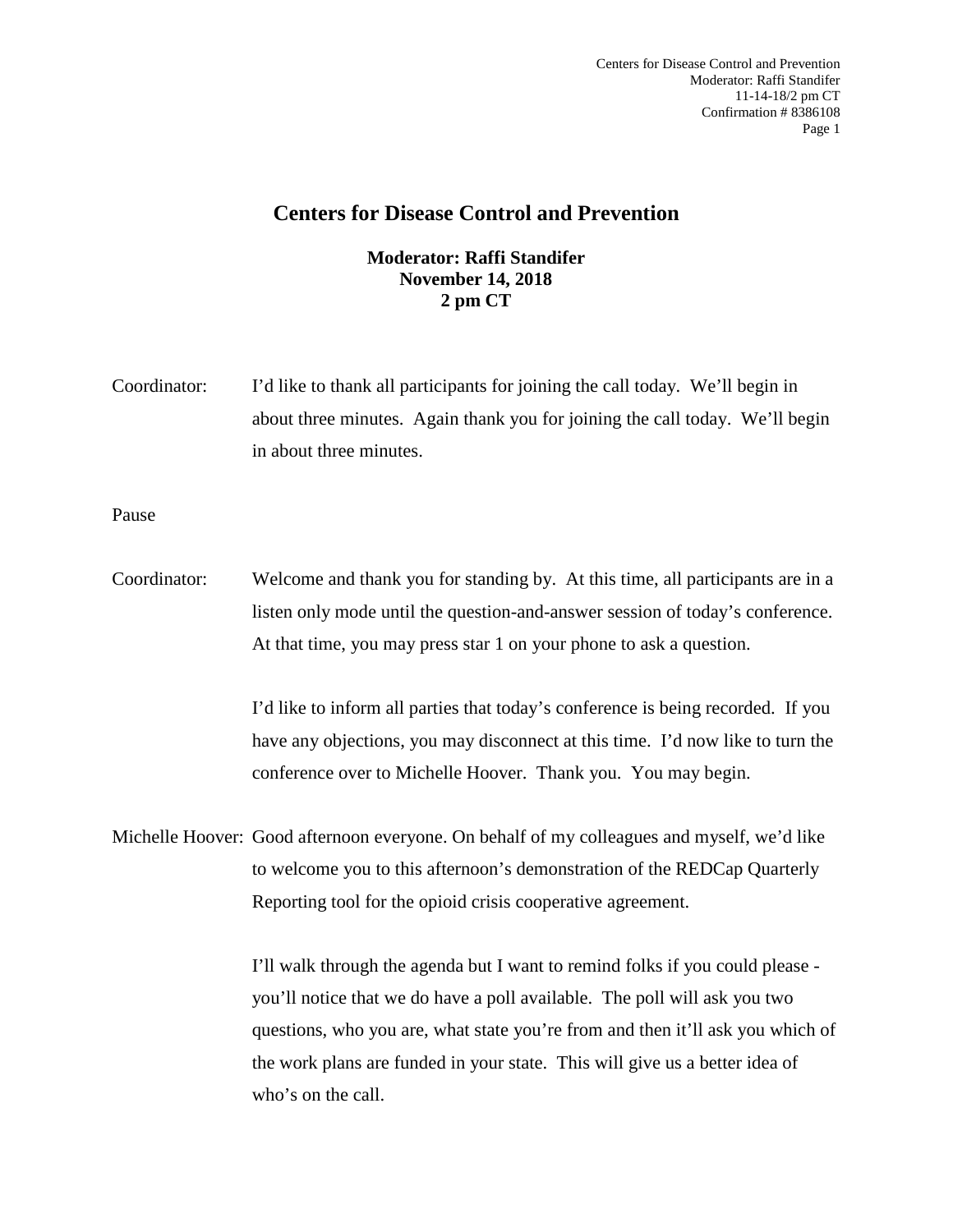# Centers for Disease Control and Prevention

**Moderator: Raffi Standifer**
**November 14, 2018**
**2 pm CT**

Coordinator: I'd like to thank all participants for joining the call today. We'll begin in about three minutes. Again thank you for joining the call today. We'll begin in about three minutes.

Pause

Coordinator: Welcome and thank you for standing by. At this time, all participants are in a listen only mode until the question-and-answer session of today's conference. At that time, you may press star 1 on your phone to ask a question.

I'd like to inform all parties that today's conference is being recorded. If you have any objections, you may disconnect at this time. I'd now like to turn the conference over to Michelle Hoover. Thank you. You may begin.

Michelle Hoover: Good afternoon everyone. On behalf of my colleagues and myself, we'd like to welcome you to this afternoon's demonstration of the REDCap Quarterly Reporting tool for the opioid crisis cooperative agreement.

I'll walk through the agenda but I want to remind folks if you could please - you'll notice that we do have a poll available. The poll will ask you two questions, who you are, what state you're from and then it'll ask you which of the work plans are funded in your state. This will give us a better idea of who's on the call.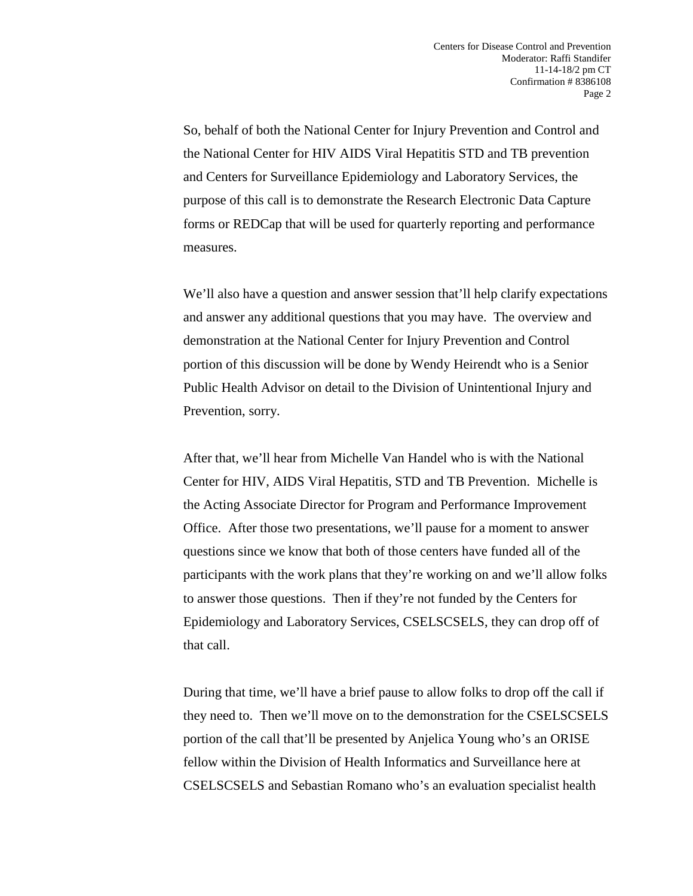So, behalf of both the National Center for Injury Prevention and Control and the National Center for HIV AIDS Viral Hepatitis STD and TB prevention and Centers for Surveillance Epidemiology and Laboratory Services, the purpose of this call is to demonstrate the Research Electronic Data Capture forms or REDCap that will be used for quarterly reporting and performance measures.

We'll also have a question and answer session that'll help clarify expectations and answer any additional questions that you may have. The overview and demonstration at the National Center for Injury Prevention and Control portion of this discussion will be done by Wendy Heirendt who is a Senior Public Health Advisor on detail to the Division of Unintentional Injury and Prevention, sorry.

After that, we'll hear from Michelle Van Handel who is with the National Center for HIV, AIDS Viral Hepatitis, STD and TB Prevention. Michelle is the Acting Associate Director for Program and Performance Improvement Office. After those two presentations, we'll pause for a moment to answer questions since we know that both of those centers have funded all of the participants with the work plans that they're working on and we'll allow folks to answer those questions. Then if they're not funded by the Centers for Epidemiology and Laboratory Services, CSELSCSELS, they can drop off of that call.

During that time, we'll have a brief pause to allow folks to drop off the call if they need to. Then we'll move on to the demonstration for the CSELSCSELS portion of the call that'll be presented by Anjelica Young who's an ORISE fellow within the Division of Health Informatics and Surveillance here at CSELSCSELS and Sebastian Romano who's an evaluation specialist health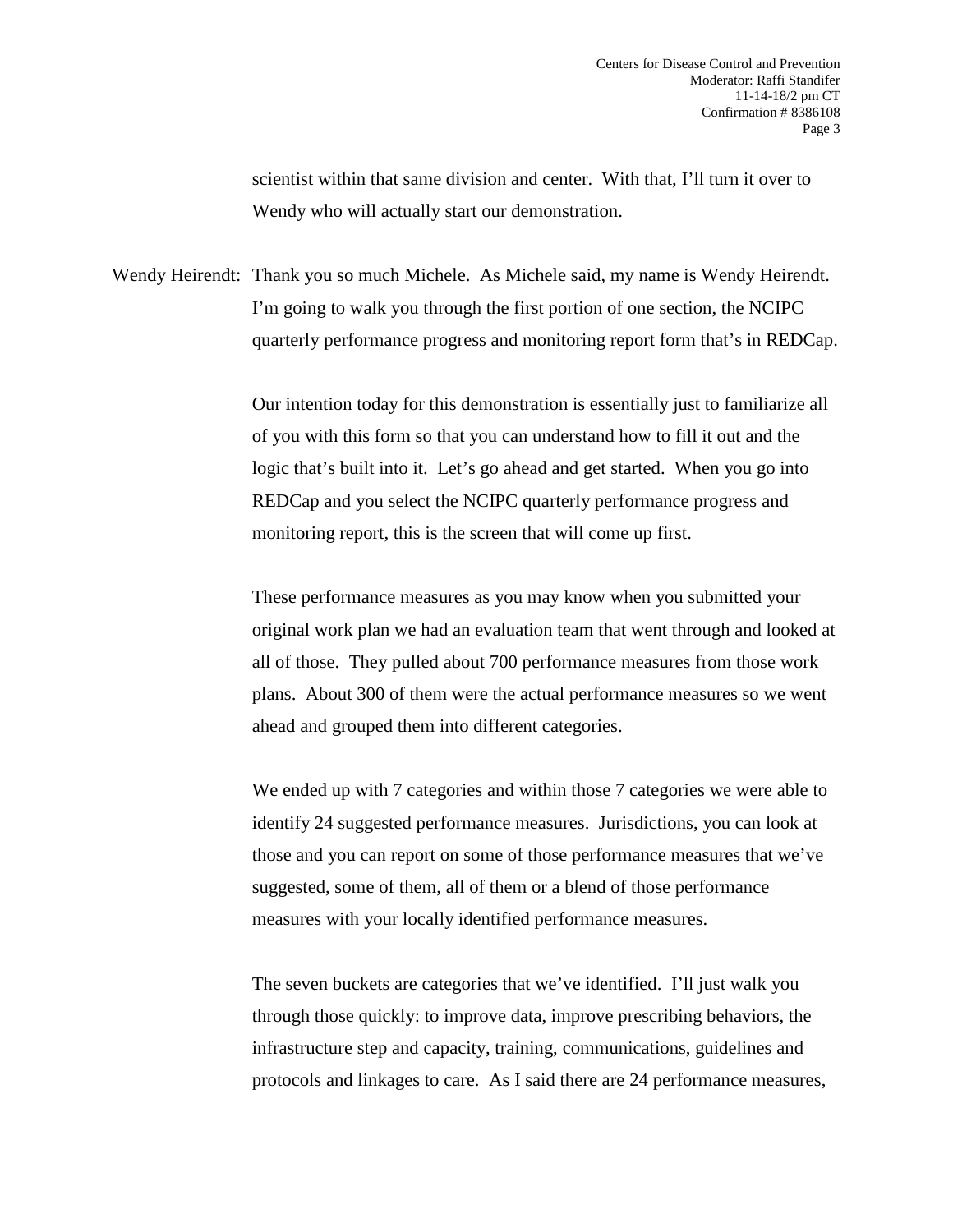scientist within that same division and center. With that, I'll turn it over to Wendy who will actually start our demonstration.

Wendy Heirendt: Thank you so much Michele. As Michele said, my name is Wendy Heirendt. I'm going to walk you through the first portion of one section, the NCIPC quarterly performance progress and monitoring report form that's in REDCap.

Our intention today for this demonstration is essentially just to familiarize all of you with this form so that you can understand how to fill it out and the logic that's built into it. Let's go ahead and get started. When you go into REDCap and you select the NCIPC quarterly performance progress and monitoring report, this is the screen that will come up first.

These performance measures as you may know when you submitted your original work plan we had an evaluation team that went through and looked at all of those. They pulled about 700 performance measures from those work plans. About 300 of them were the actual performance measures so we went ahead and grouped them into different categories.

We ended up with 7 categories and within those 7 categories we were able to identify 24 suggested performance measures. Jurisdictions, you can look at those and you can report on some of those performance measures that we've suggested, some of them, all of them or a blend of those performance measures with your locally identified performance measures.

The seven buckets are categories that we've identified. I'll just walk you through those quickly: to improve data, improve prescribing behaviors, the infrastructure step and capacity, training, communications, guidelines and protocols and linkages to care. As I said there are 24 performance measures,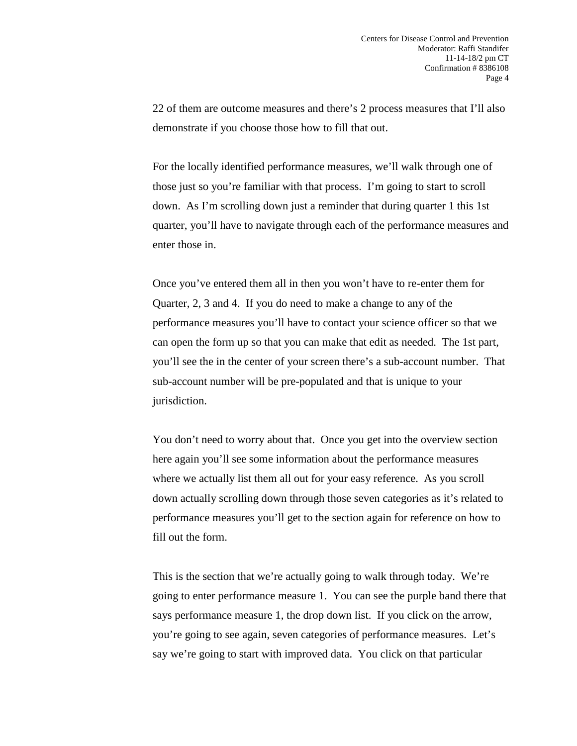22 of them are outcome measures and there's 2 process measures that I'll also demonstrate if you choose those how to fill that out.

For the locally identified performance measures, we'll walk through one of those just so you're familiar with that process. I'm going to start to scroll down. As I'm scrolling down just a reminder that during quarter 1 this 1st quarter, you'll have to navigate through each of the performance measures and enter those in.

Once you've entered them all in then you won't have to re-enter them for Quarter, 2, 3 and 4. If you do need to make a change to any of the performance measures you'll have to contact your science officer so that we can open the form up so that you can make that edit as needed. The 1st part, you'll see the in the center of your screen there's a sub-account number. That sub-account number will be pre-populated and that is unique to your jurisdiction.

You don't need to worry about that. Once you get into the overview section here again you'll see some information about the performance measures where we actually list them all out for your easy reference. As you scroll down actually scrolling down through those seven categories as it's related to performance measures you'll get to the section again for reference on how to fill out the form.

This is the section that we're actually going to walk through today. We're going to enter performance measure 1. You can see the purple band there that says performance measure 1, the drop down list. If you click on the arrow, you're going to see again, seven categories of performance measures. Let's say we're going to start with improved data. You click on that particular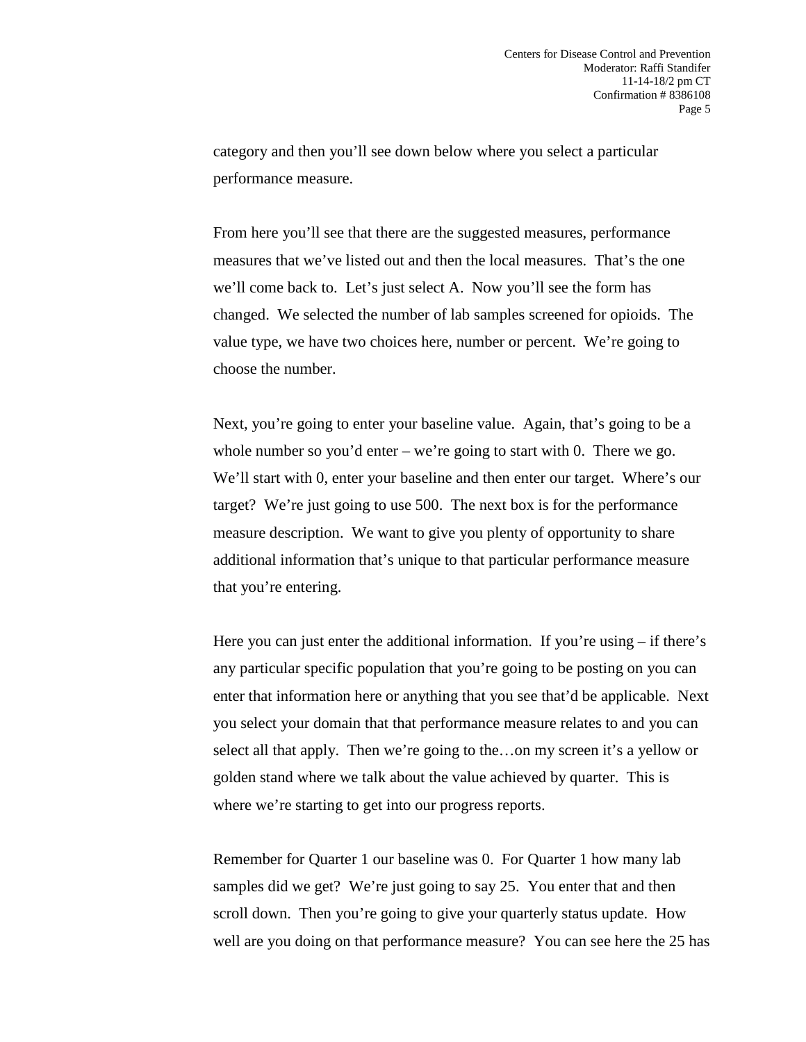category and then you'll see down below where you select a particular performance measure.

From here you'll see that there are the suggested measures, performance measures that we've listed out and then the local measures. That's the one we'll come back to. Let's just select A. Now you'll see the form has changed. We selected the number of lab samples screened for opioids. The value type, we have two choices here, number or percent. We're going to choose the number.

Next, you're going to enter your baseline value. Again, that's going to be a whole number so you'd enter – we're going to start with 0. There we go. We'll start with 0, enter your baseline and then enter our target. Where's our target? We're just going to use 500. The next box is for the performance measure description. We want to give you plenty of opportunity to share additional information that's unique to that particular performance measure that you're entering.

Here you can just enter the additional information. If you're using – if there's any particular specific population that you're going to be posting on you can enter that information here or anything that you see that'd be applicable. Next you select your domain that that performance measure relates to and you can select all that apply. Then we're going to the…on my screen it's a yellow or golden stand where we talk about the value achieved by quarter. This is where we're starting to get into our progress reports.

Remember for Quarter 1 our baseline was 0. For Quarter 1 how many lab samples did we get? We're just going to say 25. You enter that and then scroll down. Then you're going to give your quarterly status update. How well are you doing on that performance measure? You can see here the 25 has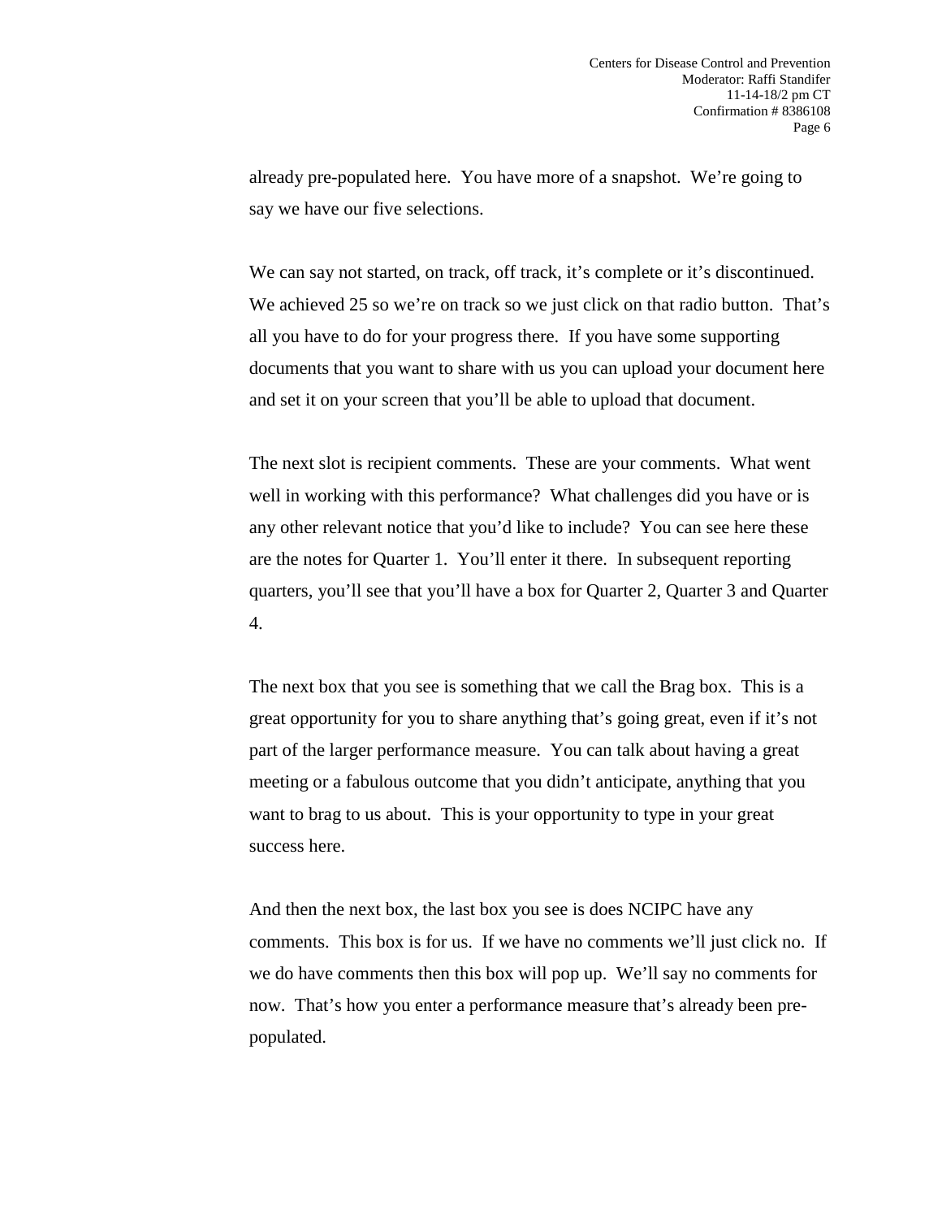already pre-populated here. You have more of a snapshot. We're going to say we have our five selections.

We can say not started, on track, off track, it's complete or it's discontinued. We achieved 25 so we're on track so we just click on that radio button. That's all you have to do for your progress there. If you have some supporting documents that you want to share with us you can upload your document here and set it on your screen that you'll be able to upload that document.

The next slot is recipient comments. These are your comments. What went well in working with this performance? What challenges did you have or is any other relevant notice that you'd like to include? You can see here these are the notes for Quarter 1. You'll enter it there. In subsequent reporting quarters, you'll see that you'll have a box for Quarter 2, Quarter 3 and Quarter 4.

The next box that you see is something that we call the Brag box. This is a great opportunity for you to share anything that's going great, even if it's not part of the larger performance measure. You can talk about having a great meeting or a fabulous outcome that you didn't anticipate, anything that you want to brag to us about. This is your opportunity to type in your great success here.

And then the next box, the last box you see is does NCIPC have any comments. This box is for us. If we have no comments we'll just click no. If we do have comments then this box will pop up. We'll say no comments for now. That's how you enter a performance measure that's already been pre-populated.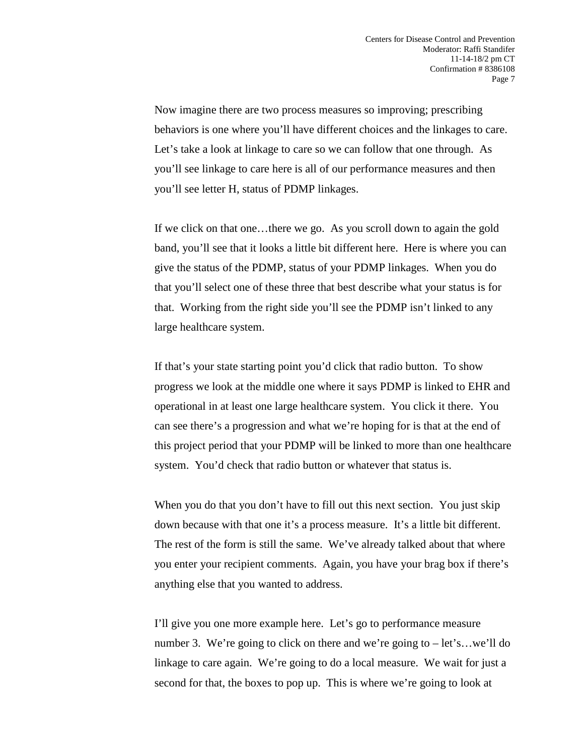Now imagine there are two process measures so improving; prescribing behaviors is one where you'll have different choices and the linkages to care. Let's take a look at linkage to care so we can follow that one through. As you'll see linkage to care here is all of our performance measures and then you'll see letter H, status of PDMP linkages.

If we click on that one…there we go. As you scroll down to again the gold band, you'll see that it looks a little bit different here. Here is where you can give the status of the PDMP, status of your PDMP linkages. When you do that you'll select one of these three that best describe what your status is for that. Working from the right side you'll see the PDMP isn't linked to any large healthcare system.

If that's your state starting point you'd click that radio button. To show progress we look at the middle one where it says PDMP is linked to EHR and operational in at least one large healthcare system. You click it there. You can see there's a progression and what we're hoping for is that at the end of this project period that your PDMP will be linked to more than one healthcare system. You'd check that radio button or whatever that status is.

When you do that you don't have to fill out this next section. You just skip down because with that one it's a process measure. It's a little bit different. The rest of the form is still the same. We've already talked about that where you enter your recipient comments. Again, you have your brag box if there's anything else that you wanted to address.

I'll give you one more example here. Let's go to performance measure number 3. We're going to click on there and we're going to – let's…we'll do linkage to care again. We're going to do a local measure. We wait for just a second for that, the boxes to pop up. This is where we're going to look at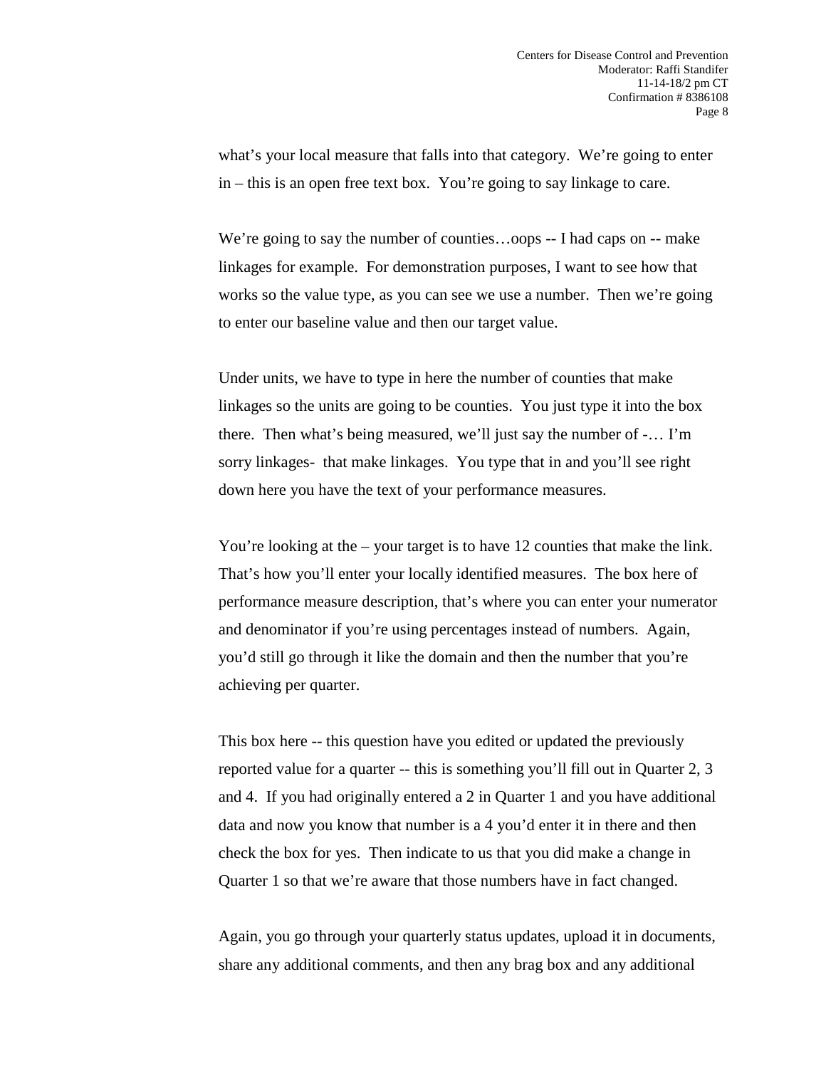what's your local measure that falls into that category. We're going to enter in – this is an open free text box. You're going to say linkage to care.

We're going to say the number of counties…oops -- I had caps on -- make linkages for example. For demonstration purposes, I want to see how that works so the value type, as you can see we use a number. Then we're going to enter our baseline value and then our target value.

Under units, we have to type in here the number of counties that make linkages so the units are going to be counties. You just type it into the box there. Then what's being measured, we'll just say the number of -… I'm sorry linkages- that make linkages. You type that in and you'll see right down here you have the text of your performance measures.

You're looking at the – your target is to have 12 counties that make the link. That's how you'll enter your locally identified measures. The box here of performance measure description, that's where you can enter your numerator and denominator if you're using percentages instead of numbers. Again, you'd still go through it like the domain and then the number that you're achieving per quarter.

This box here -- this question have you edited or updated the previously reported value for a quarter -- this is something you'll fill out in Quarter 2, 3 and 4. If you had originally entered a 2 in Quarter 1 and you have additional data and now you know that number is a 4 you'd enter it in there and then check the box for yes. Then indicate to us that you did make a change in Quarter 1 so that we're aware that those numbers have in fact changed.

Again, you go through your quarterly status updates, upload it in documents, share any additional comments, and then any brag box and any additional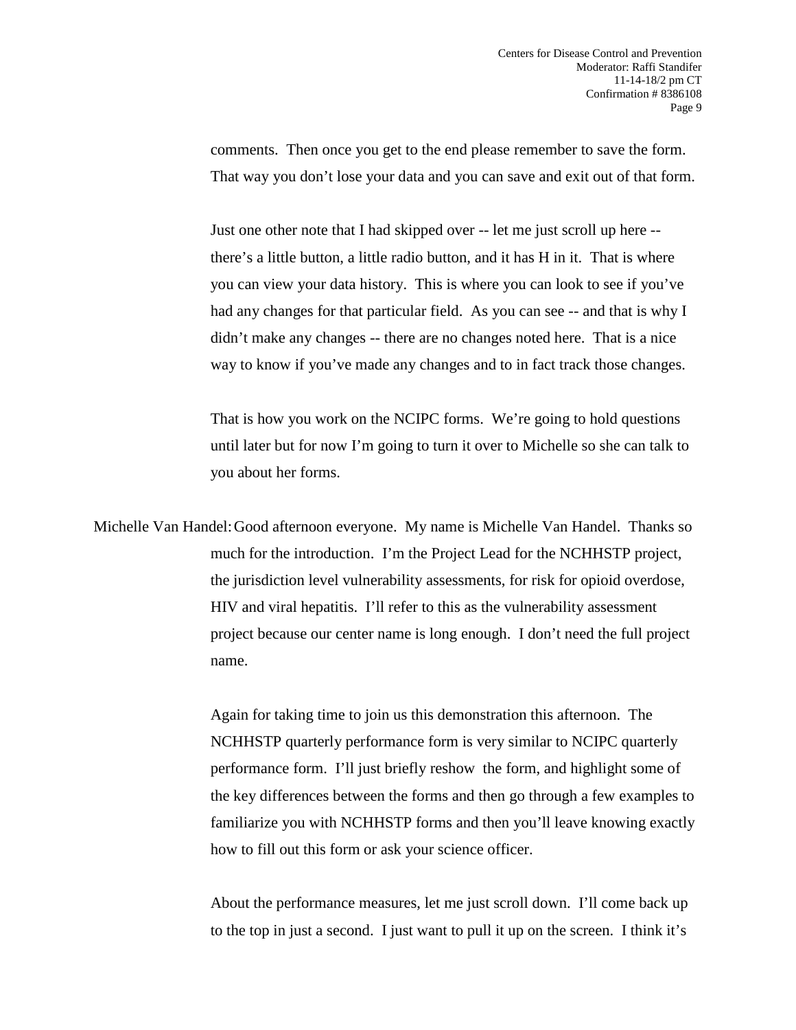comments. Then once you get to the end please remember to save the form. That way you don't lose your data and you can save and exit out of that form.

Just one other note that I had skipped over -- let me just scroll up here -- there's a little button, a little radio button, and it has H in it. That is where you can view your data history. This is where you can look to see if you've had any changes for that particular field. As you can see -- and that is why I didn't make any changes -- there are no changes noted here. That is a nice way to know if you've made any changes and to in fact track those changes.

That is how you work on the NCIPC forms. We're going to hold questions until later but for now I'm going to turn it over to Michelle so she can talk to you about her forms.

Michelle Van Handel: Good afternoon everyone. My name is Michelle Van Handel. Thanks so much for the introduction. I'm the Project Lead for the NCHHSTP project, the jurisdiction level vulnerability assessments, for risk for opioid overdose, HIV and viral hepatitis. I'll refer to this as the vulnerability assessment project because our center name is long enough. I don't need the full project name.

Again for taking time to join us this demonstration this afternoon. The NCHHSTP quarterly performance form is very similar to NCIPC quarterly performance form. I'll just briefly reshow the form, and highlight some of the key differences between the forms and then go through a few examples to familiarize you with NCHHSTP forms and then you'll leave knowing exactly how to fill out this form or ask your science officer.

About the performance measures, let me just scroll down. I'll come back up to the top in just a second. I just want to pull it up on the screen. I think it's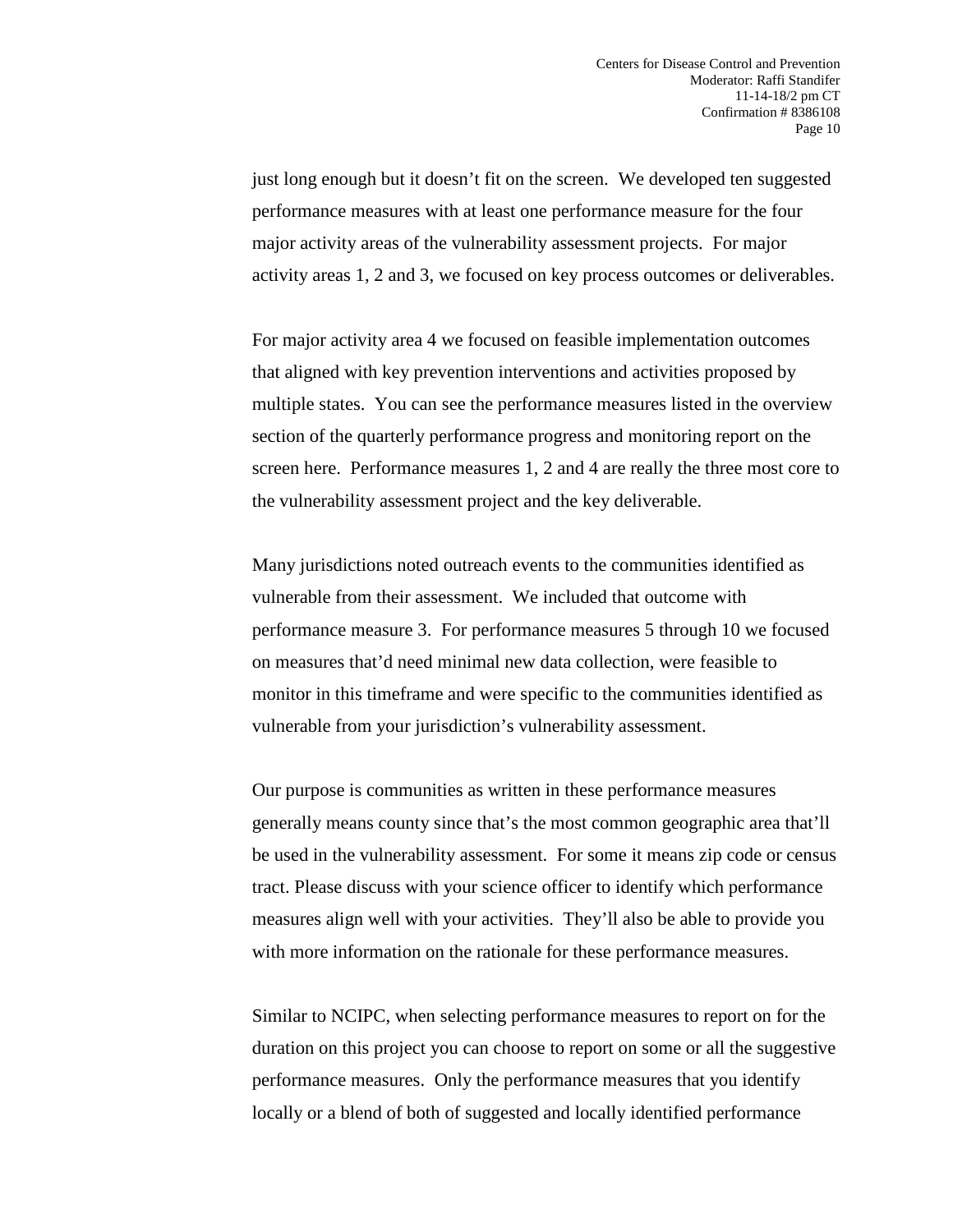just long enough but it doesn't fit on the screen. We developed ten suggested performance measures with at least one performance measure for the four major activity areas of the vulnerability assessment projects. For major activity areas 1, 2 and 3, we focused on key process outcomes or deliverables.

For major activity area 4 we focused on feasible implementation outcomes that aligned with key prevention interventions and activities proposed by multiple states. You can see the performance measures listed in the overview section of the quarterly performance progress and monitoring report on the screen here. Performance measures 1, 2 and 4 are really the three most core to the vulnerability assessment project and the key deliverable.

Many jurisdictions noted outreach events to the communities identified as vulnerable from their assessment. We included that outcome with performance measure 3. For performance measures 5 through 10 we focused on measures that'd need minimal new data collection, were feasible to monitor in this timeframe and were specific to the communities identified as vulnerable from your jurisdiction's vulnerability assessment.

Our purpose is communities as written in these performance measures generally means county since that's the most common geographic area that'll be used in the vulnerability assessment. For some it means zip code or census tract. Please discuss with your science officer to identify which performance measures align well with your activities. They'll also be able to provide you with more information on the rationale for these performance measures.

Similar to NCIPC, when selecting performance measures to report on for the duration on this project you can choose to report on some or all the suggestive performance measures. Only the performance measures that you identify locally or a blend of both of suggested and locally identified performance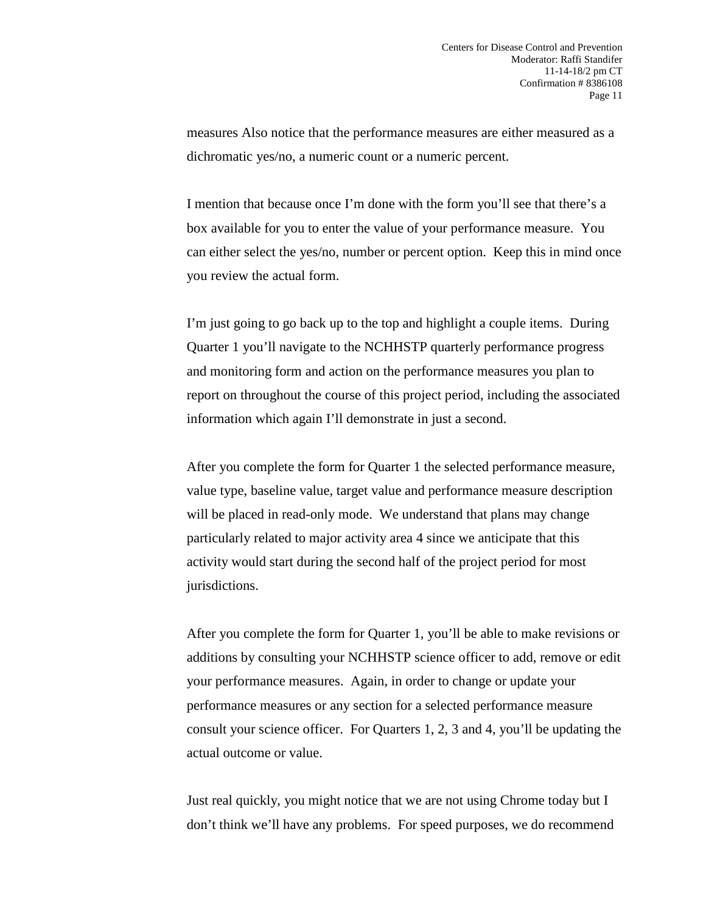measures Also notice that the performance measures are either measured as a dichromatic yes/no, a numeric count or a numeric percent.

I mention that because once I'm done with the form you'll see that there's a box available for you to enter the value of your performance measure. You can either select the yes/no, number or percent option. Keep this in mind once you review the actual form.

I'm just going to go back up to the top and highlight a couple items. During Quarter 1 you'll navigate to the NCHHSTP quarterly performance progress and monitoring form and action on the performance measures you plan to report on throughout the course of this project period, including the associated information which again I'll demonstrate in just a second.

After you complete the form for Quarter 1 the selected performance measure, value type, baseline value, target value and performance measure description will be placed in read-only mode. We understand that plans may change particularly related to major activity area 4 since we anticipate that this activity would start during the second half of the project period for most jurisdictions.

After you complete the form for Quarter 1, you'll be able to make revisions or additions by consulting your NCHHSTP science officer to add, remove or edit your performance measures. Again, in order to change or update your performance measures or any section for a selected performance measure consult your science officer. For Quarters 1, 2, 3 and 4, you'll be updating the actual outcome or value.

Just real quickly, you might notice that we are not using Chrome today but I don't think we'll have any problems. For speed purposes, we do recommend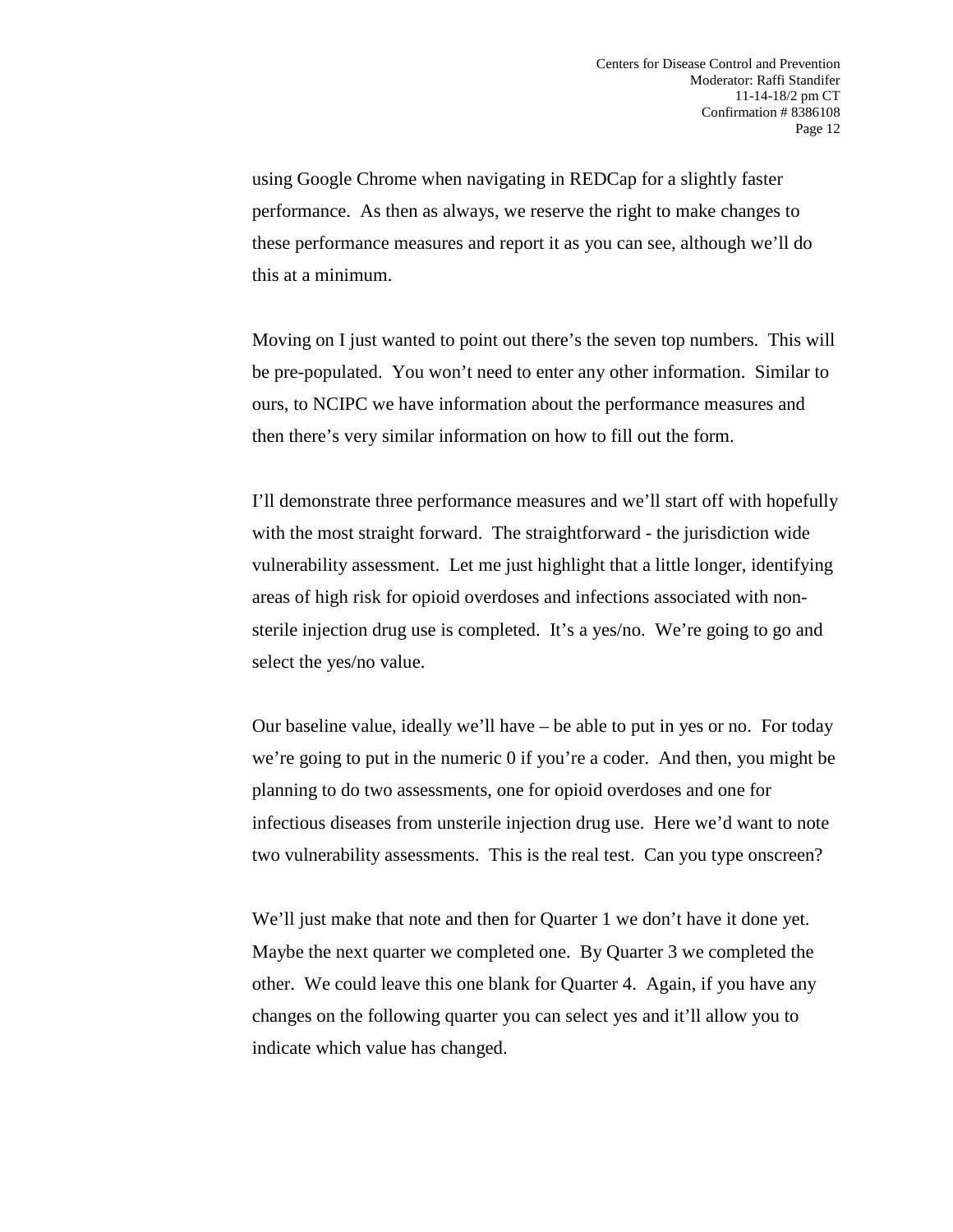using Google Chrome when navigating in REDCap for a slightly faster performance. As then as always, we reserve the right to make changes to these performance measures and report it as you can see, although we'll do this at a minimum.

Moving on I just wanted to point out there's the seven top numbers. This will be pre-populated. You won't need to enter any other information. Similar to ours, to NCIPC we have information about the performance measures and then there's very similar information on how to fill out the form.

I'll demonstrate three performance measures and we'll start off with hopefully with the most straight forward. The straightforward - the jurisdiction wide vulnerability assessment. Let me just highlight that a little longer, identifying areas of high risk for opioid overdoses and infections associated with non-sterile injection drug use is completed. It's a yes/no. We're going to go and select the yes/no value.

Our baseline value, ideally we'll have – be able to put in yes or no. For today we're going to put in the numeric 0 if you're a coder. And then, you might be planning to do two assessments, one for opioid overdoses and one for infectious diseases from unsterile injection drug use. Here we'd want to note two vulnerability assessments. This is the real test. Can you type onscreen?

We'll just make that note and then for Quarter 1 we don't have it done yet. Maybe the next quarter we completed one. By Quarter 3 we completed the other. We could leave this one blank for Quarter 4. Again, if you have any changes on the following quarter you can select yes and it'll allow you to indicate which value has changed.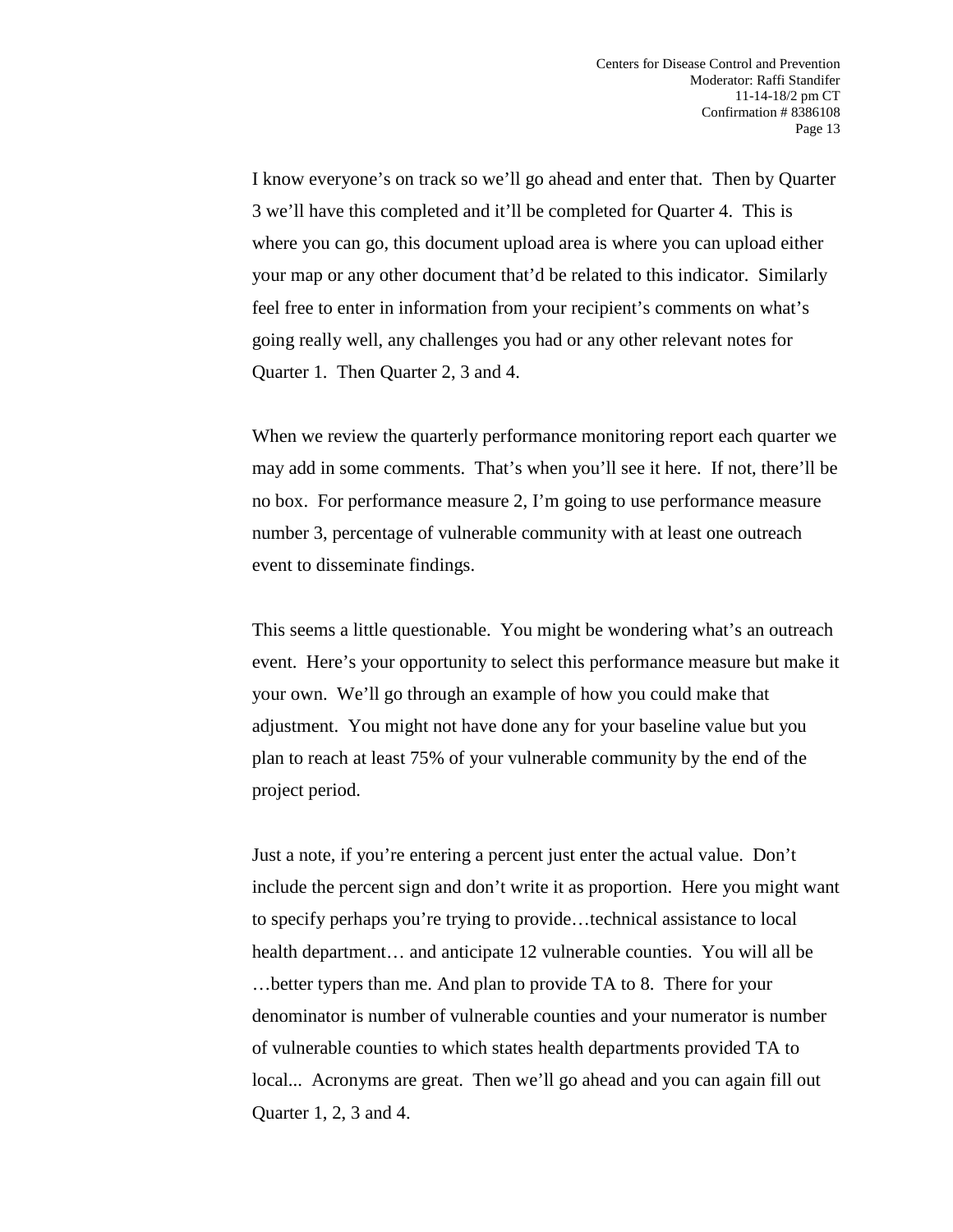I know everyone's on track so we'll go ahead and enter that. Then by Quarter 3 we'll have this completed and it'll be completed for Quarter 4. This is where you can go, this document upload area is where you can upload either your map or any other document that'd be related to this indicator. Similarly feel free to enter in information from your recipient's comments on what's going really well, any challenges you had or any other relevant notes for Quarter 1. Then Quarter 2, 3 and 4.

When we review the quarterly performance monitoring report each quarter we may add in some comments. That's when you'll see it here. If not, there'll be no box. For performance measure 2, I'm going to use performance measure number 3, percentage of vulnerable community with at least one outreach event to disseminate findings.

This seems a little questionable. You might be wondering what's an outreach event. Here's your opportunity to select this performance measure but make it your own. We'll go through an example of how you could make that adjustment. You might not have done any for your baseline value but you plan to reach at least 75% of your vulnerable community by the end of the project period.

Just a note, if you're entering a percent just enter the actual value. Don't include the percent sign and don't write it as proportion. Here you might want to specify perhaps you're trying to provide…technical assistance to local health department… and anticipate 12 vulnerable counties. You will all be …better typers than me. And plan to provide TA to 8. There for your denominator is number of vulnerable counties and your numerator is number of vulnerable counties to which states health departments provided TA to local... Acronyms are great. Then we'll go ahead and you can again fill out Quarter 1, 2, 3 and 4.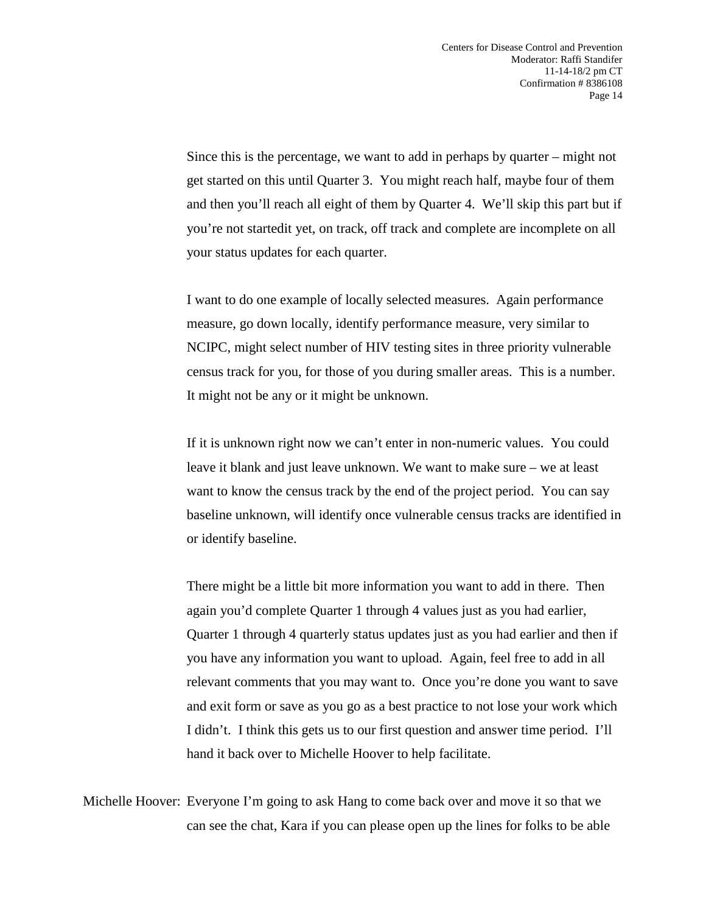Since this is the percentage, we want to add in perhaps by quarter – might not get started on this until Quarter 3. You might reach half, maybe four of them and then you'll reach all eight of them by Quarter 4. We'll skip this part but if you're not startedit yet, on track, off track and complete are incomplete on all your status updates for each quarter.

I want to do one example of locally selected measures. Again performance measure, go down locally, identify performance measure, very similar to NCIPC, might select number of HIV testing sites in three priority vulnerable census track for you, for those of you during smaller areas. This is a number. It might not be any or it might be unknown.

If it is unknown right now we can't enter in non-numeric values. You could leave it blank and just leave unknown. We want to make sure – we at least want to know the census track by the end of the project period. You can say baseline unknown, will identify once vulnerable census tracks are identified in or identify baseline.

There might be a little bit more information you want to add in there. Then again you'd complete Quarter 1 through 4 values just as you had earlier, Quarter 1 through 4 quarterly status updates just as you had earlier and then if you have any information you want to upload. Again, feel free to add in all relevant comments that you may want to. Once you're done you want to save and exit form or save as you go as a best practice to not lose your work which I didn't. I think this gets us to our first question and answer time period. I'll hand it back over to Michelle Hoover to help facilitate.

Michelle Hoover: Everyone I'm going to ask Hang to come back over and move it so that we can see the chat, Kara if you can please open up the lines for folks to be able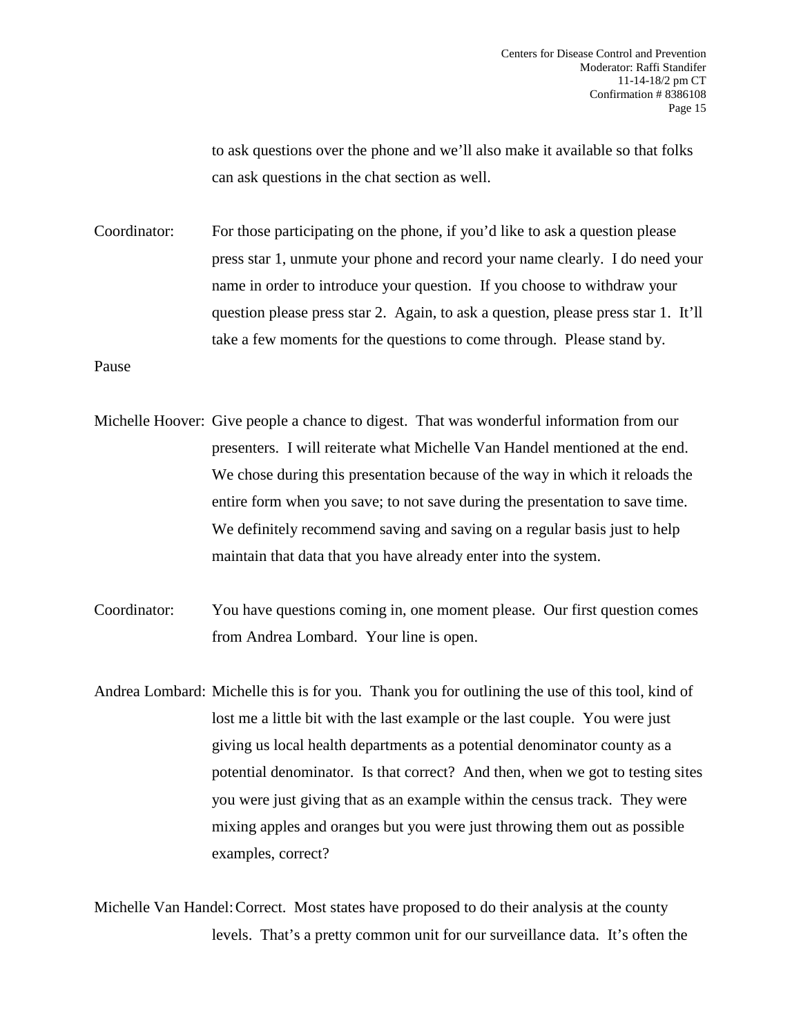to ask questions over the phone and we'll also make it available so that folks can ask questions in the chat section as well.

Coordinator: For those participating on the phone, if you'd like to ask a question please press star 1, unmute your phone and record your name clearly. I do need your name in order to introduce your question. If you choose to withdraw your question please press star 2. Again, to ask a question, please press star 1. It'll take a few moments for the questions to come through. Please stand by.

Pause

Michelle Hoover: Give people a chance to digest. That was wonderful information from our presenters. I will reiterate what Michelle Van Handel mentioned at the end. We chose during this presentation because of the way in which it reloads the entire form when you save; to not save during the presentation to save time. We definitely recommend saving and saving on a regular basis just to help maintain that data that you have already enter into the system.

Coordinator: You have questions coming in, one moment please. Our first question comes from Andrea Lombard. Your line is open.

Andrea Lombard: Michelle this is for you. Thank you for outlining the use of this tool, kind of lost me a little bit with the last example or the last couple. You were just giving us local health departments as a potential denominator county as a potential denominator. Is that correct? And then, when we got to testing sites you were just giving that as an example within the census track. They were mixing apples and oranges but you were just throwing them out as possible examples, correct?

Michelle Van Handel: Correct. Most states have proposed to do their analysis at the county levels. That's a pretty common unit for our surveillance data. It's often the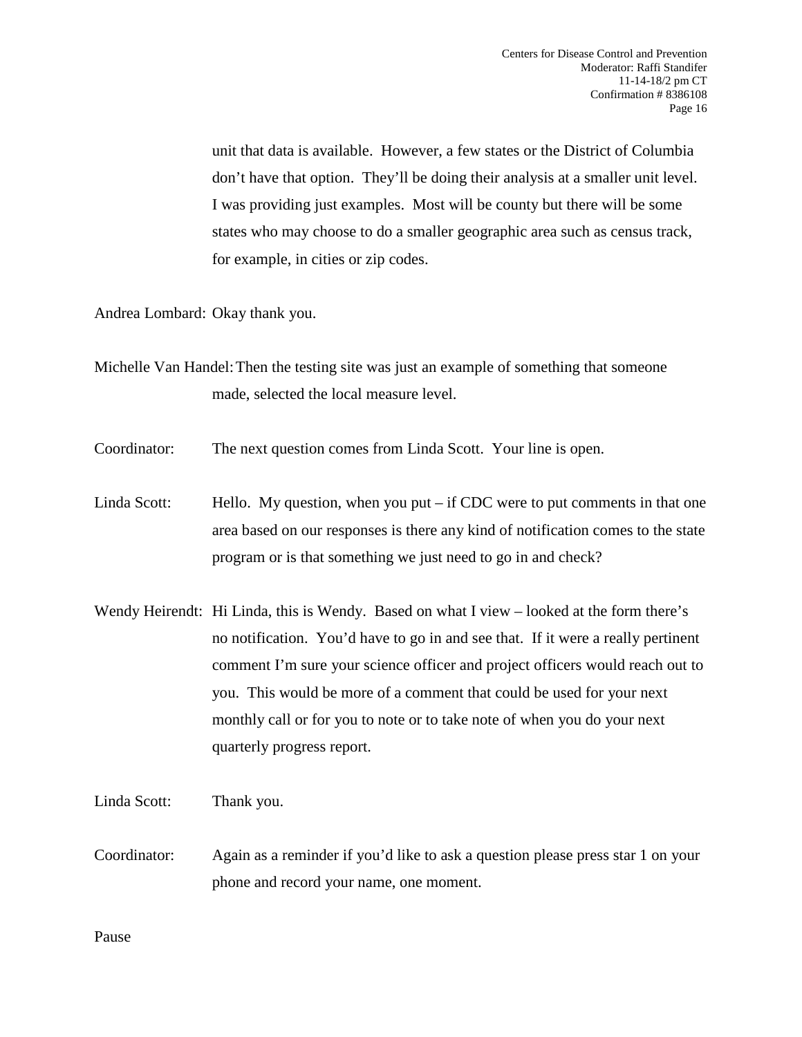unit that data is available. However, a few states or the District of Columbia don't have that option. They'll be doing their analysis at a smaller unit level. I was providing just examples. Most will be county but there will be some states who may choose to do a smaller geographic area such as census track, for example, in cities or zip codes.

Andrea Lombard: Okay thank you.

Michelle Van Handel: Then the testing site was just an example of something that someone made, selected the local measure level.

Coordinator: The next question comes from Linda Scott. Your line is open.

Linda Scott: Hello. My question, when you put – if CDC were to put comments in that one area based on our responses is there any kind of notification comes to the state program or is that something we just need to go in and check?

Wendy Heirendt: Hi Linda, this is Wendy. Based on what I view – looked at the form there's no notification. You'd have to go in and see that. If it were a really pertinent comment I'm sure your science officer and project officers would reach out to you. This would be more of a comment that could be used for your next monthly call or for you to note or to take note of when you do your next quarterly progress report.

Linda Scott: Thank you.

Coordinator: Again as a reminder if you'd like to ask a question please press star 1 on your phone and record your name, one moment.

Pause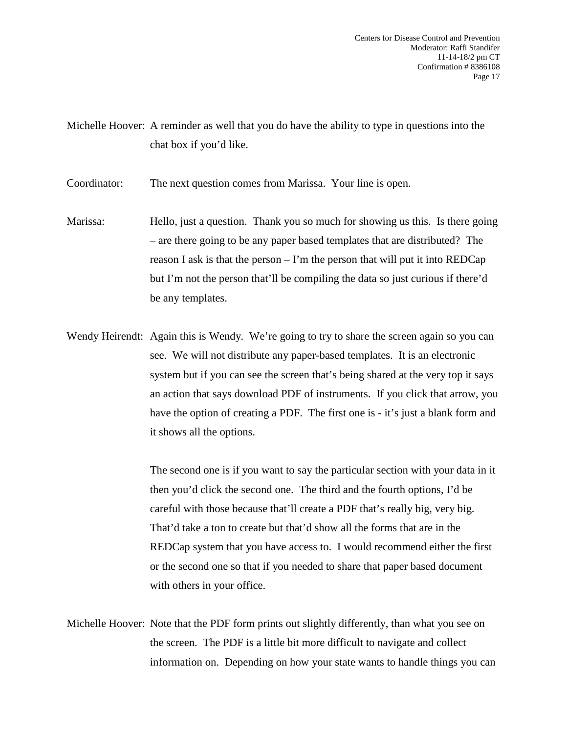Michelle Hoover: A reminder as well that you do have the ability to type in questions into the chat box if you'd like.

Coordinator: The next question comes from Marissa. Your line is open.

Marissa: Hello, just a question. Thank you so much for showing us this. Is there going – are there going to be any paper based templates that are distributed? The reason I ask is that the person – I'm the person that will put it into REDCap but I'm not the person that'll be compiling the data so just curious if there'd be any templates.

Wendy Heirendt: Again this is Wendy. We're going to try to share the screen again so you can see. We will not distribute any paper-based templates. It is an electronic system but if you can see the screen that's being shared at the very top it says an action that says download PDF of instruments. If you click that arrow, you have the option of creating a PDF. The first one is - it's just a blank form and it shows all the options.

The second one is if you want to say the particular section with your data in it then you'd click the second one. The third and the fourth options, I'd be careful with those because that'll create a PDF that's really big, very big. That'd take a ton to create but that'd show all the forms that are in the REDCap system that you have access to. I would recommend either the first or the second one so that if you needed to share that paper based document with others in your office.

Michelle Hoover: Note that the PDF form prints out slightly differently, than what you see on the screen. The PDF is a little bit more difficult to navigate and collect information on. Depending on how your state wants to handle things you can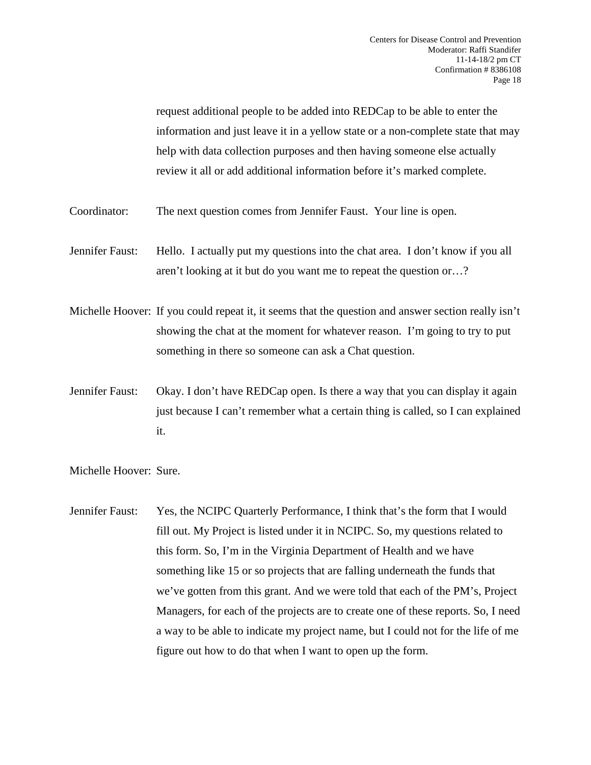request additional people to be added into REDCap to be able to enter the information and just leave it in a yellow state or a non-complete state that may help with data collection purposes and then having someone else actually review it all or add additional information before it's marked complete.

Coordinator: The next question comes from Jennifer Faust. Your line is open.

Jennifer Faust: Hello. I actually put my questions into the chat area. I don't know if you all aren't looking at it but do you want me to repeat the question or…?

Michelle Hoover: If you could repeat it, it seems that the question and answer section really isn't showing the chat at the moment for whatever reason. I'm going to try to put something in there so someone can ask a Chat question.

Jennifer Faust: Okay. I don't have REDCap open. Is there a way that you can display it again just because I can't remember what a certain thing is called, so I can explained it.

Michelle Hoover: Sure.

Jennifer Faust: Yes, the NCIPC Quarterly Performance, I think that's the form that I would fill out. My Project is listed under it in NCIPC. So, my questions related to this form. So, I'm in the Virginia Department of Health and we have something like 15 or so projects that are falling underneath the funds that we've gotten from this grant. And we were told that each of the PM's, Project Managers, for each of the projects are to create one of these reports. So, I need a way to be able to indicate my project name, but I could not for the life of me figure out how to do that when I want to open up the form.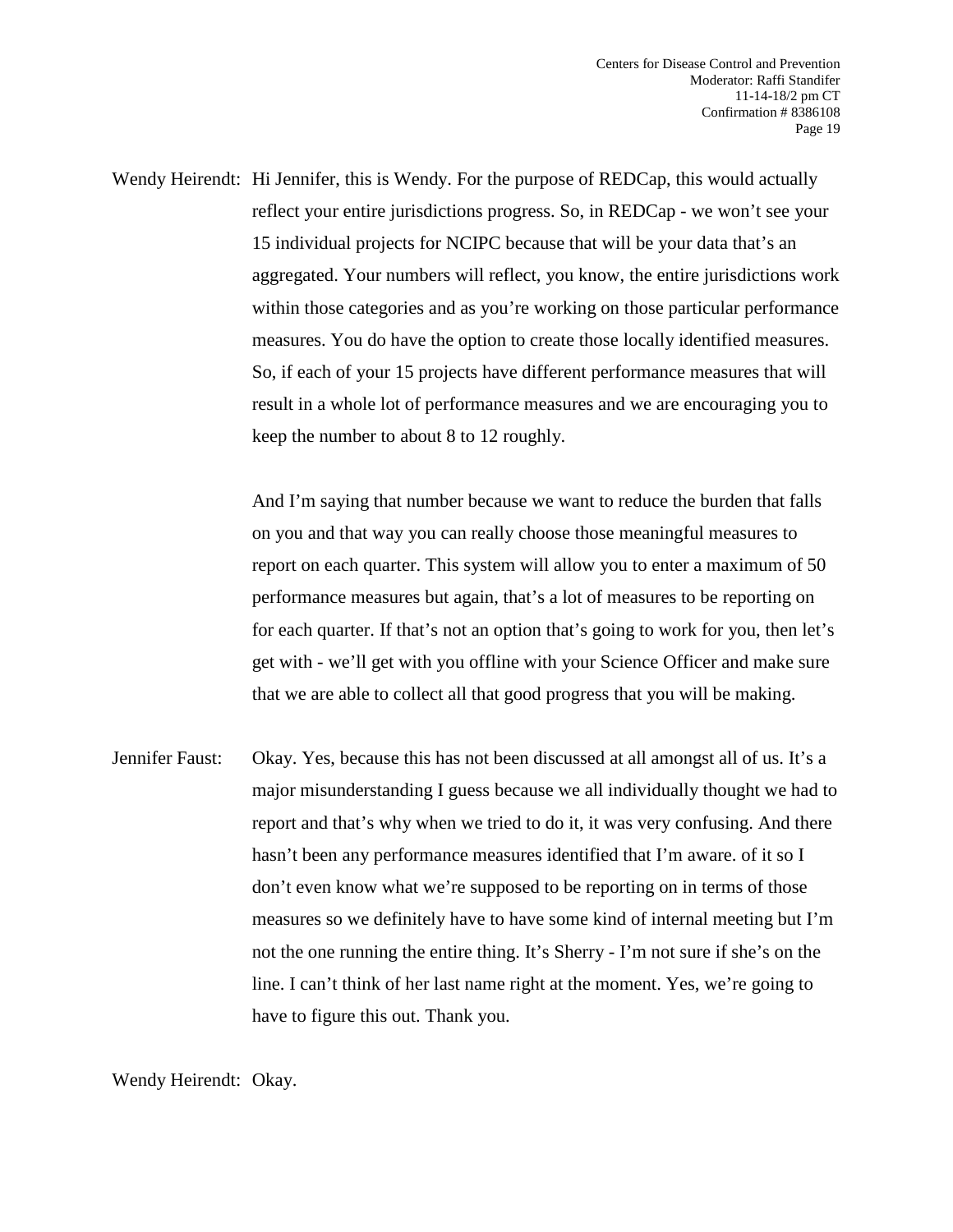Wendy Heirendt: Hi Jennifer, this is Wendy. For the purpose of REDCap, this would actually reflect your entire jurisdictions progress. So, in REDCap - we won't see your 15 individual projects for NCIPC because that will be your data that's an aggregated. Your numbers will reflect, you know, the entire jurisdictions work within those categories and as you're working on those particular performance measures. You do have the option to create those locally identified measures. So, if each of your 15 projects have different performance measures that will result in a whole lot of performance measures and we are encouraging you to keep the number to about 8 to 12 roughly.

And I'm saying that number because we want to reduce the burden that falls on you and that way you can really choose those meaningful measures to report on each quarter. This system will allow you to enter a maximum of 50 performance measures but again, that's a lot of measures to be reporting on for each quarter. If that's not an option that's going to work for you, then let's get with - we'll get with you offline with your Science Officer and make sure that we are able to collect all that good progress that you will be making.

Jennifer Faust: Okay. Yes, because this has not been discussed at all amongst all of us. It's a major misunderstanding I guess because we all individually thought we had to report and that's why when we tried to do it, it was very confusing. And there hasn't been any performance measures identified that I'm aware. of it so I don't even know what we're supposed to be reporting on in terms of those measures so we definitely have to have some kind of internal meeting but I'm not the one running the entire thing. It's Sherry - I'm not sure if she's on the line. I can't think of her last name right at the moment. Yes, we're going to have to figure this out. Thank you.

Wendy Heirendt: Okay.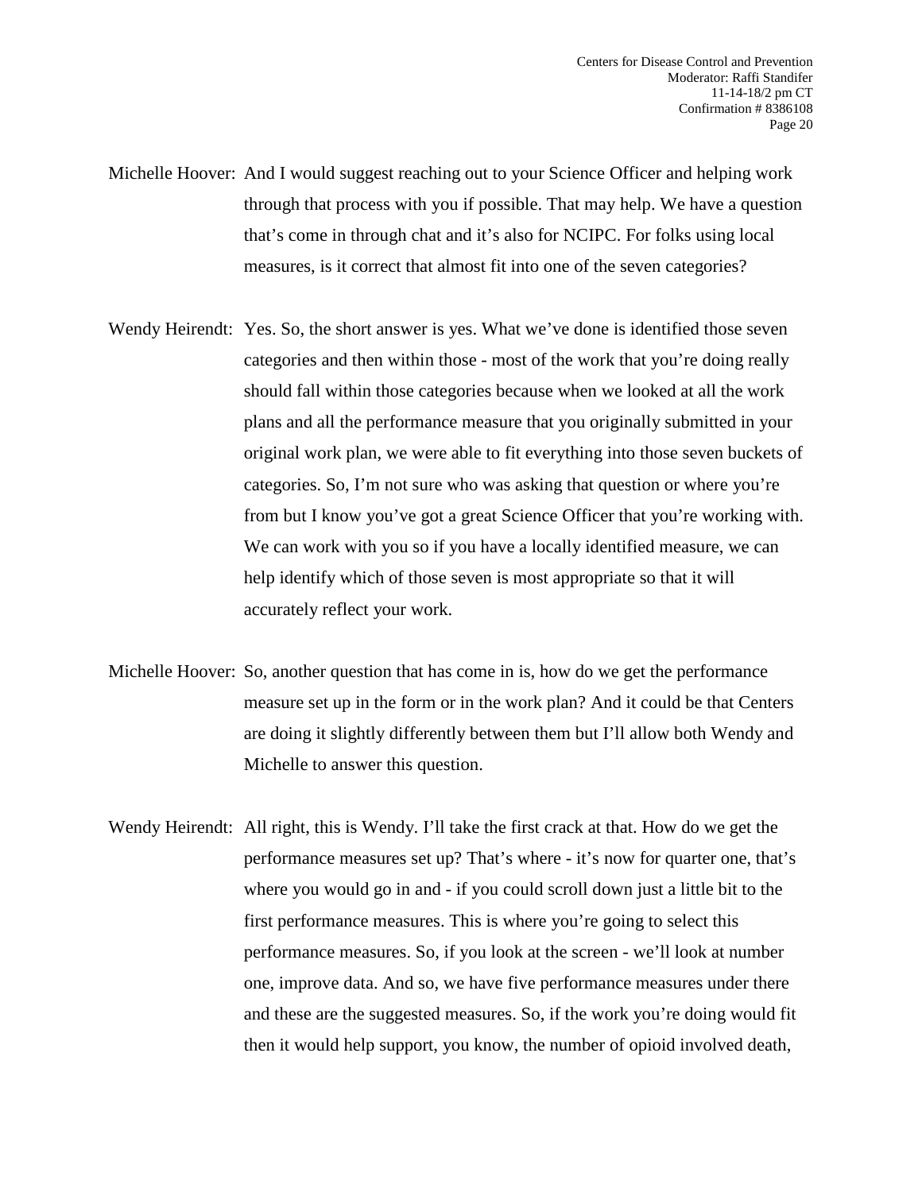Michelle Hoover: And I would suggest reaching out to your Science Officer and helping work through that process with you if possible. That may help. We have a question that's come in through chat and it's also for NCIPC. For folks using local measures, is it correct that almost fit into one of the seven categories?

Wendy Heirendt: Yes. So, the short answer is yes. What we've done is identified those seven categories and then within those - most of the work that you're doing really should fall within those categories because when we looked at all the work plans and all the performance measure that you originally submitted in your original work plan, we were able to fit everything into those seven buckets of categories. So, I'm not sure who was asking that question or where you're from but I know you've got a great Science Officer that you're working with. We can work with you so if you have a locally identified measure, we can help identify which of those seven is most appropriate so that it will accurately reflect your work.

Michelle Hoover: So, another question that has come in is, how do we get the performance measure set up in the form or in the work plan? And it could be that Centers are doing it slightly differently between them but I'll allow both Wendy and Michelle to answer this question.

Wendy Heirendt: All right, this is Wendy. I'll take the first crack at that. How do we get the performance measures set up? That's where - it's now for quarter one, that's where you would go in and - if you could scroll down just a little bit to the first performance measures. This is where you're going to select this performance measures. So, if you look at the screen - we'll look at number one, improve data. And so, we have five performance measures under there and these are the suggested measures. So, if the work you're doing would fit then it would help support, you know, the number of opioid involved death,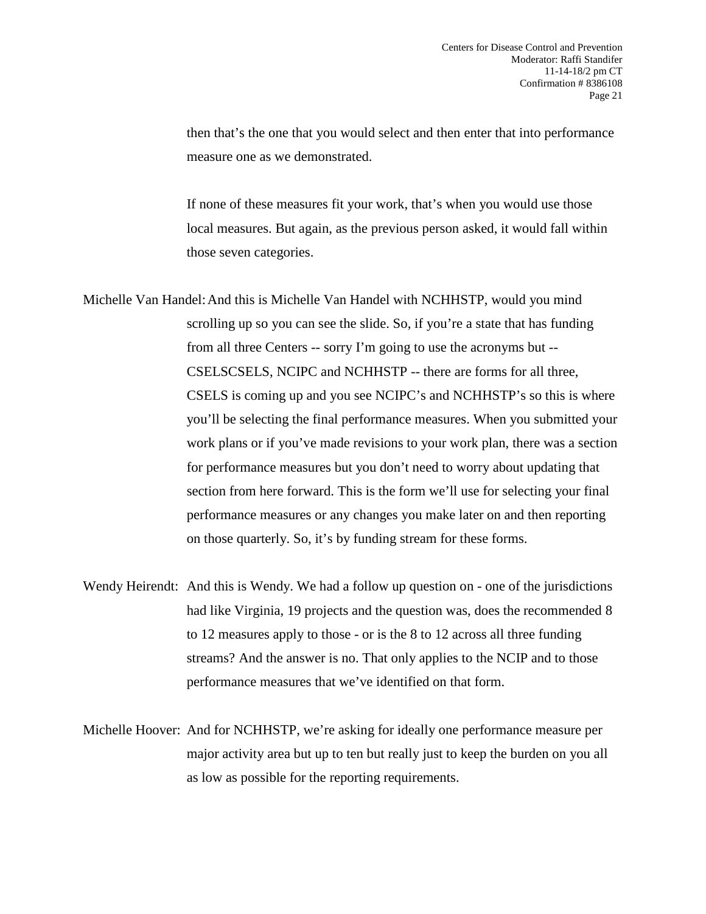then that's the one that you would select and then enter that into performance measure one as we demonstrated.

If none of these measures fit your work, that's when you would use those local measures. But again, as the previous person asked, it would fall within those seven categories.

Michelle Van Handel: And this is Michelle Van Handel with NCHHSTP, would you mind scrolling up so you can see the slide. So, if you're a state that has funding from all three Centers -- sorry I'm going to use the acronyms but -- CSELSCSELS, NCIPC and NCHHSTP -- there are forms for all three, CSELS is coming up and you see NCIPC's and NCHHSTP's so this is where you'll be selecting the final performance measures. When you submitted your work plans or if you've made revisions to your work plan, there was a section for performance measures but you don't need to worry about updating that section from here forward. This is the form we'll use for selecting your final performance measures or any changes you make later on and then reporting on those quarterly. So, it's by funding stream for these forms.

Wendy Heirendt: And this is Wendy. We had a follow up question on - one of the jurisdictions had like Virginia, 19 projects and the question was, does the recommended 8 to 12 measures apply to those - or is the 8 to 12 across all three funding streams? And the answer is no. That only applies to the NCIP and to those performance measures that we've identified on that form.

Michelle Hoover: And for NCHHSTP, we're asking for ideally one performance measure per major activity area but up to ten but really just to keep the burden on you all as low as possible for the reporting requirements.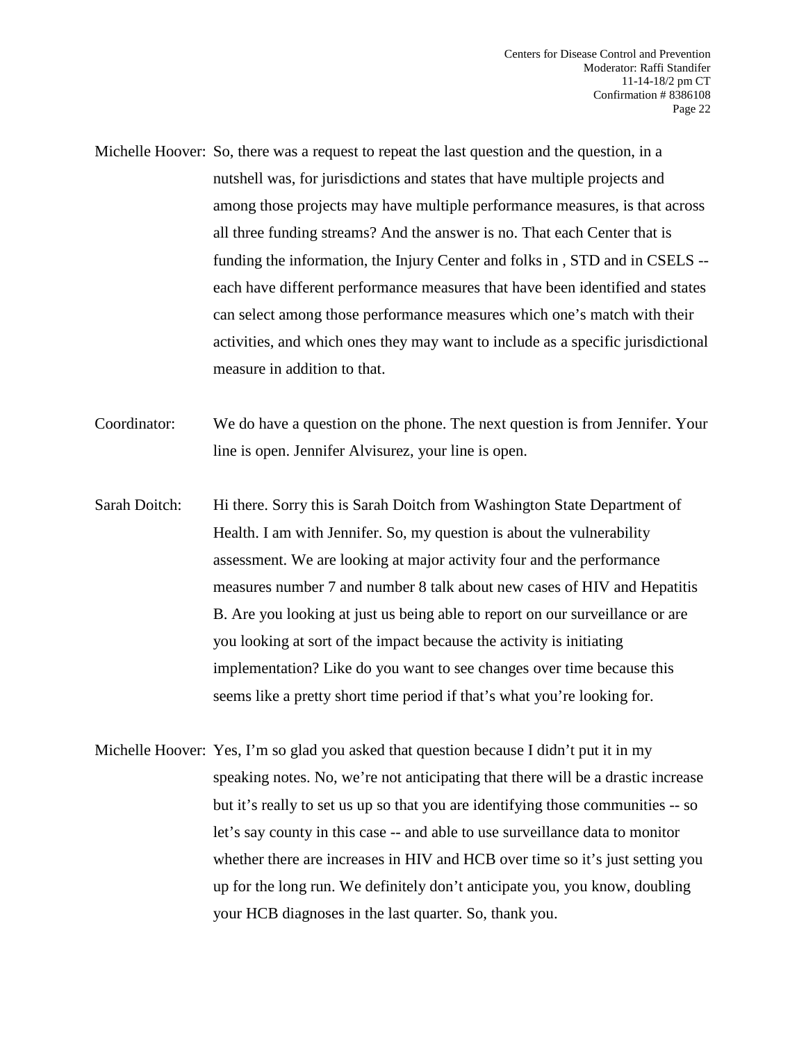Michelle Hoover: So, there was a request to repeat the last question and the question, in a nutshell was, for jurisdictions and states that have multiple projects and among those projects may have multiple performance measures, is that across all three funding streams? And the answer is no. That each Center that is funding the information, the Injury Center and folks in , STD and in CSELS -- each have different performance measures that have been identified and states can select among those performance measures which one's match with their activities, and which ones they may want to include as a specific jurisdictional measure in addition to that.

Coordinator: We do have a question on the phone. The next question is from Jennifer. Your line is open. Jennifer Alvisurez, your line is open.

Sarah Doitch: Hi there. Sorry this is Sarah Doitch from Washington State Department of Health. I am with Jennifer. So, my question is about the vulnerability assessment. We are looking at major activity four and the performance measures number 7 and number 8 talk about new cases of HIV and Hepatitis B. Are you looking at just us being able to report on our surveillance or are you looking at sort of the impact because the activity is initiating implementation? Like do you want to see changes over time because this seems like a pretty short time period if that's what you're looking for.

Michelle Hoover: Yes, I'm so glad you asked that question because I didn't put it in my speaking notes. No, we're not anticipating that there will be a drastic increase but it's really to set us up so that you are identifying those communities -- so let's say county in this case -- and able to use surveillance data to monitor whether there are increases in HIV and HCB over time so it's just setting you up for the long run. We definitely don't anticipate you, you know, doubling your HCB diagnoses in the last quarter. So, thank you.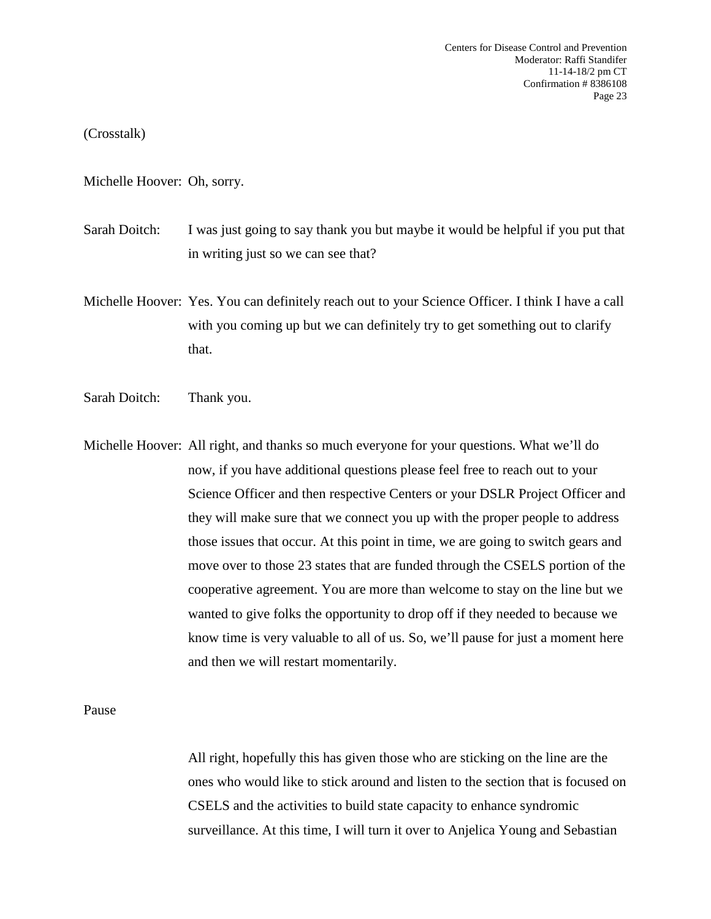(Crosstalk)

Michelle Hoover: Oh, sorry.

Sarah Doitch: I was just going to say thank you but maybe it would be helpful if you put that in writing just so we can see that?

Michelle Hoover: Yes. You can definitely reach out to your Science Officer. I think I have a call with you coming up but we can definitely try to get something out to clarify that.

Sarah Doitch: Thank you.

Michelle Hoover: All right, and thanks so much everyone for your questions. What we'll do now, if you have additional questions please feel free to reach out to your Science Officer and then respective Centers or your DSLR Project Officer and they will make sure that we connect you up with the proper people to address those issues that occur. At this point in time, we are going to switch gears and move over to those 23 states that are funded through the CSELS portion of the cooperative agreement. You are more than welcome to stay on the line but we wanted to give folks the opportunity to drop off if they needed to because we know time is very valuable to all of us. So, we'll pause for just a moment here and then we will restart momentarily.

Pause

All right, hopefully this has given those who are sticking on the line are the ones who would like to stick around and listen to the section that is focused on CSELS and the activities to build state capacity to enhance syndromic surveillance. At this time, I will turn it over to Anjelica Young and Sebastian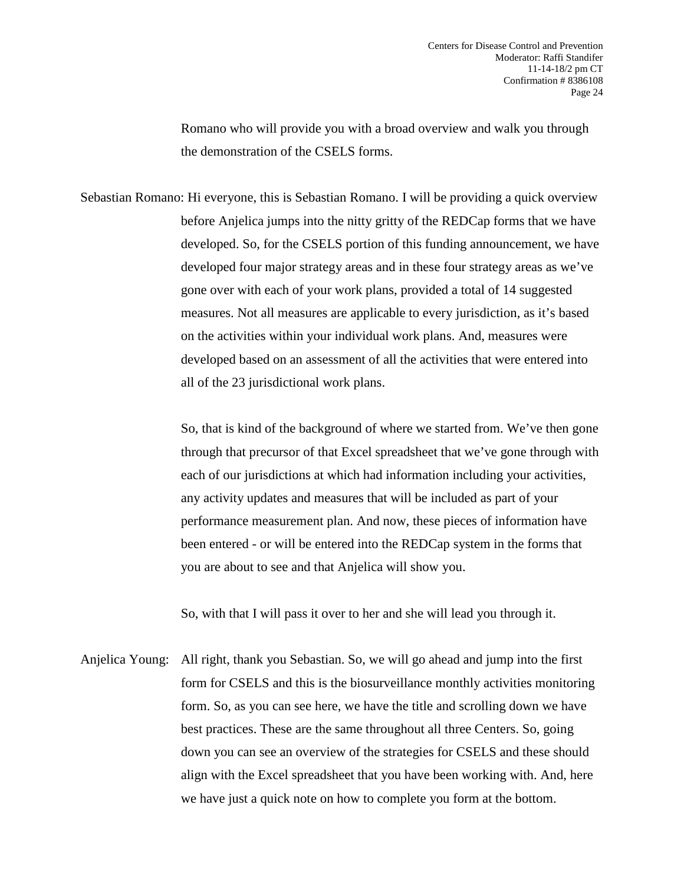Romano who will provide you with a broad overview and walk you through the demonstration of the CSELS forms.

Sebastian Romano: Hi everyone, this is Sebastian Romano. I will be providing a quick overview before Anjelica jumps into the nitty gritty of the REDCap forms that we have developed. So, for the CSELS portion of this funding announcement, we have developed four major strategy areas and in these four strategy areas as we've gone over with each of your work plans, provided a total of 14 suggested measures. Not all measures are applicable to every jurisdiction, as it's based on the activities within your individual work plans. And, measures were developed based on an assessment of all the activities that were entered into all of the 23 jurisdictional work plans.

So, that is kind of the background of where we started from. We've then gone through that precursor of that Excel spreadsheet that we've gone through with each of our jurisdictions at which had information including your activities, any activity updates and measures that will be included as part of your performance measurement plan. And now, these pieces of information have been entered - or will be entered into the REDCap system in the forms that you are about to see and that Anjelica will show you.

So, with that I will pass it over to her and she will lead you through it.

Anjelica Young: All right, thank you Sebastian. So, we will go ahead and jump into the first form for CSELS and this is the biosurveillance monthly activities monitoring form. So, as you can see here, we have the title and scrolling down we have best practices. These are the same throughout all three Centers. So, going down you can see an overview of the strategies for CSELS and these should align with the Excel spreadsheet that you have been working with. And, here we have just a quick note on how to complete you form at the bottom.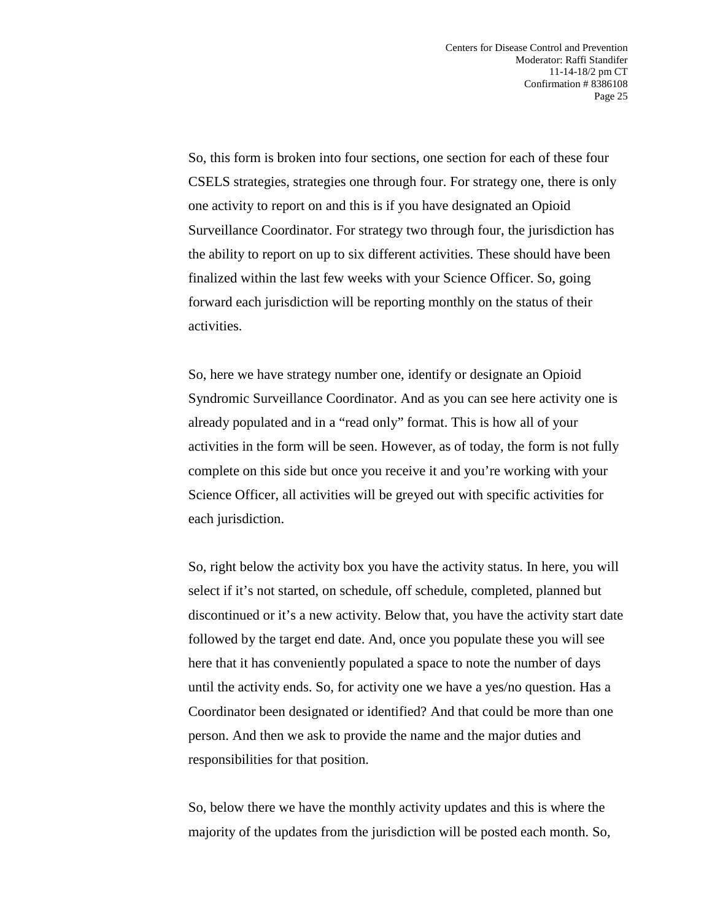So, this form is broken into four sections, one section for each of these four CSELS strategies, strategies one through four. For strategy one, there is only one activity to report on and this is if you have designated an Opioid Surveillance Coordinator. For strategy two through four, the jurisdiction has the ability to report on up to six different activities. These should have been finalized within the last few weeks with your Science Officer. So, going forward each jurisdiction will be reporting monthly on the status of their activities.

So, here we have strategy number one, identify or designate an Opioid Syndromic Surveillance Coordinator. And as you can see here activity one is already populated and in a "read only" format. This is how all of your activities in the form will be seen. However, as of today, the form is not fully complete on this side but once you receive it and you're working with your Science Officer, all activities will be greyed out with specific activities for each jurisdiction.

So, right below the activity box you have the activity status. In here, you will select if it's not started, on schedule, off schedule, completed, planned but discontinued or it's a new activity. Below that, you have the activity start date followed by the target end date. And, once you populate these you will see here that it has conveniently populated a space to note the number of days until the activity ends. So, for activity one we have a yes/no question. Has a Coordinator been designated or identified? And that could be more than one person. And then we ask to provide the name and the major duties and responsibilities for that position.

So, below there we have the monthly activity updates and this is where the majority of the updates from the jurisdiction will be posted each month. So,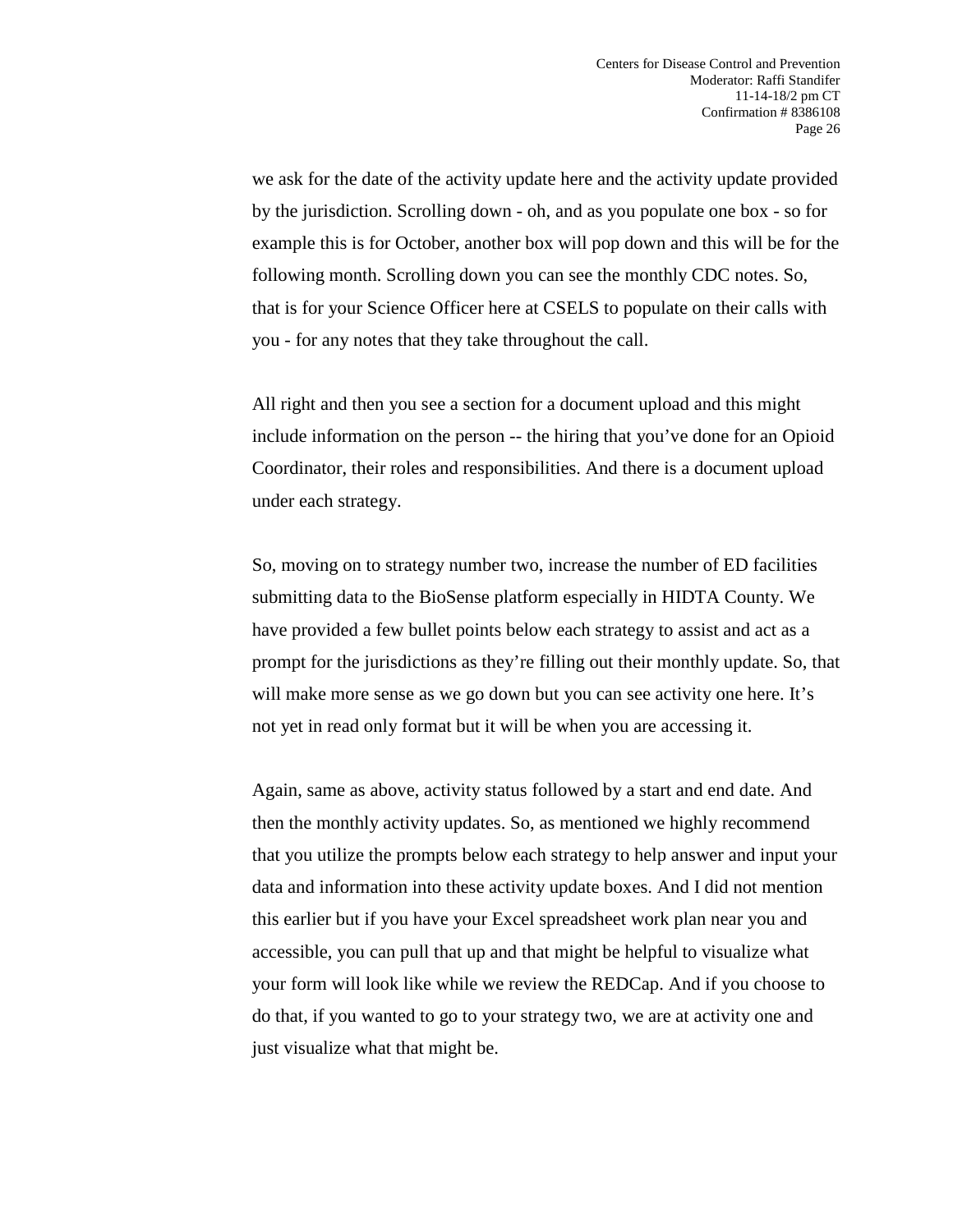we ask for the date of the activity update here and the activity update provided by the jurisdiction. Scrolling down - oh, and as you populate one box - so for example this is for October, another box will pop down and this will be for the following month. Scrolling down you can see the monthly CDC notes. So, that is for your Science Officer here at CSELS to populate on their calls with you - for any notes that they take throughout the call.

All right and then you see a section for a document upload and this might include information on the person -- the hiring that you've done for an Opioid Coordinator, their roles and responsibilities. And there is a document upload under each strategy.

So, moving on to strategy number two, increase the number of ED facilities submitting data to the BioSense platform especially in HIDTA County. We have provided a few bullet points below each strategy to assist and act as a prompt for the jurisdictions as they're filling out their monthly update. So, that will make more sense as we go down but you can see activity one here. It's not yet in read only format but it will be when you are accessing it.

Again, same as above, activity status followed by a start and end date. And then the monthly activity updates. So, as mentioned we highly recommend that you utilize the prompts below each strategy to help answer and input your data and information into these activity update boxes. And I did not mention this earlier but if you have your Excel spreadsheet work plan near you and accessible, you can pull that up and that might be helpful to visualize what your form will look like while we review the REDCap. And if you choose to do that, if you wanted to go to your strategy two, we are at activity one and just visualize what that might be.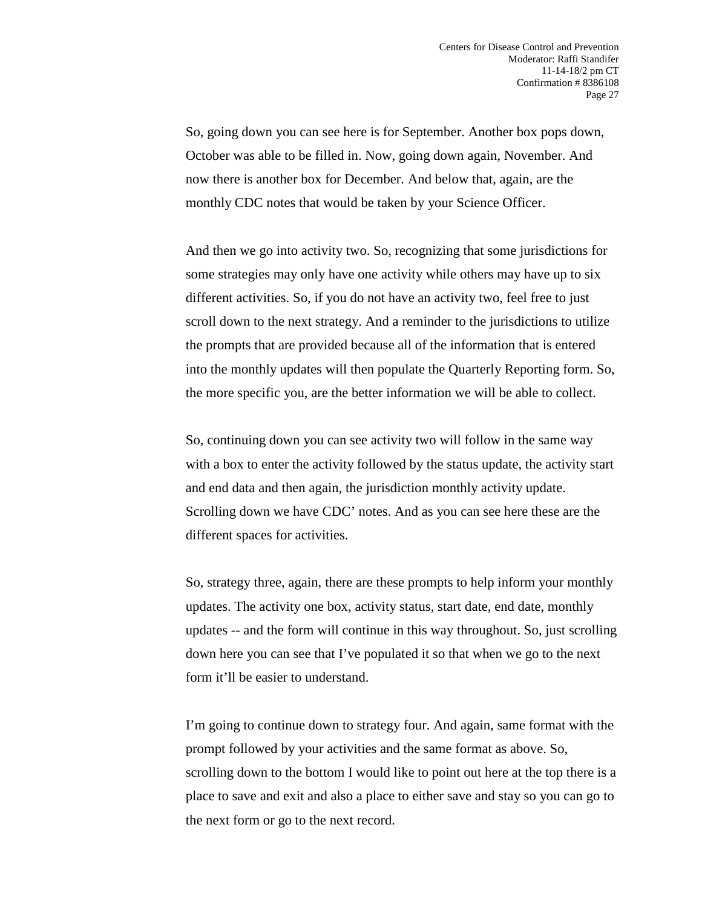So, going down you can see here is for September. Another box pops down, October was able to be filled in. Now, going down again, November. And now there is another box for December. And below that, again, are the monthly CDC notes that would be taken by your Science Officer.

And then we go into activity two. So, recognizing that some jurisdictions for some strategies may only have one activity while others may have up to six different activities. So, if you do not have an activity two, feel free to just scroll down to the next strategy. And a reminder to the jurisdictions to utilize the prompts that are provided because all of the information that is entered into the monthly updates will then populate the Quarterly Reporting form. So, the more specific you, are the better information we will be able to collect.

So, continuing down you can see activity two will follow in the same way with a box to enter the activity followed by the status update, the activity start and end data and then again, the jurisdiction monthly activity update. Scrolling down we have CDC' notes. And as you can see here these are the different spaces for activities.

So, strategy three, again, there are these prompts to help inform your monthly updates. The activity one box, activity status, start date, end date, monthly updates -- and the form will continue in this way throughout. So, just scrolling down here you can see that I've populated it so that when we go to the next form it'll be easier to understand.

I'm going to continue down to strategy four. And again, same format with the prompt followed by your activities and the same format as above. So, scrolling down to the bottom I would like to point out here at the top there is a place to save and exit and also a place to either save and stay so you can go to the next form or go to the next record.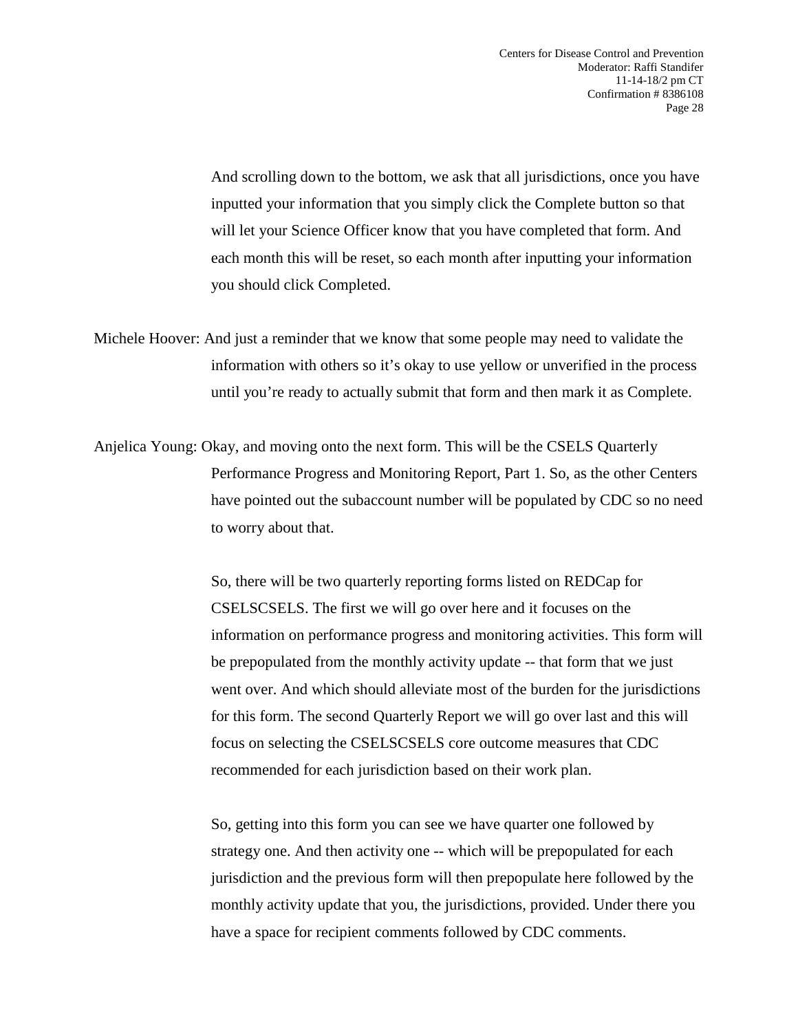And scrolling down to the bottom, we ask that all jurisdictions, once you have inputted your information that you simply click the Complete button so that will let your Science Officer know that you have completed that form. And each month this will be reset, so each month after inputting your information you should click Completed.

Michele Hoover: And just a reminder that we know that some people may need to validate the information with others so it's okay to use yellow or unverified in the process until you're ready to actually submit that form and then mark it as Complete.

Anjelica Young: Okay, and moving onto the next form. This will be the CSELS Quarterly Performance Progress and Monitoring Report, Part 1. So, as the other Centers have pointed out the subaccount number will be populated by CDC so no need to worry about that.

So, there will be two quarterly reporting forms listed on REDCap for CSELSCSELS. The first we will go over here and it focuses on the information on performance progress and monitoring activities. This form will be prepopulated from the monthly activity update -- that form that we just went over. And which should alleviate most of the burden for the jurisdictions for this form. The second Quarterly Report we will go over last and this will focus on selecting the CSELSCSELS core outcome measures that CDC recommended for each jurisdiction based on their work plan.

So, getting into this form you can see we have quarter one followed by strategy one. And then activity one -- which will be prepopulated for each jurisdiction and the previous form will then prepopulate here followed by the monthly activity update that you, the jurisdictions, provided. Under there you have a space for recipient comments followed by CDC comments.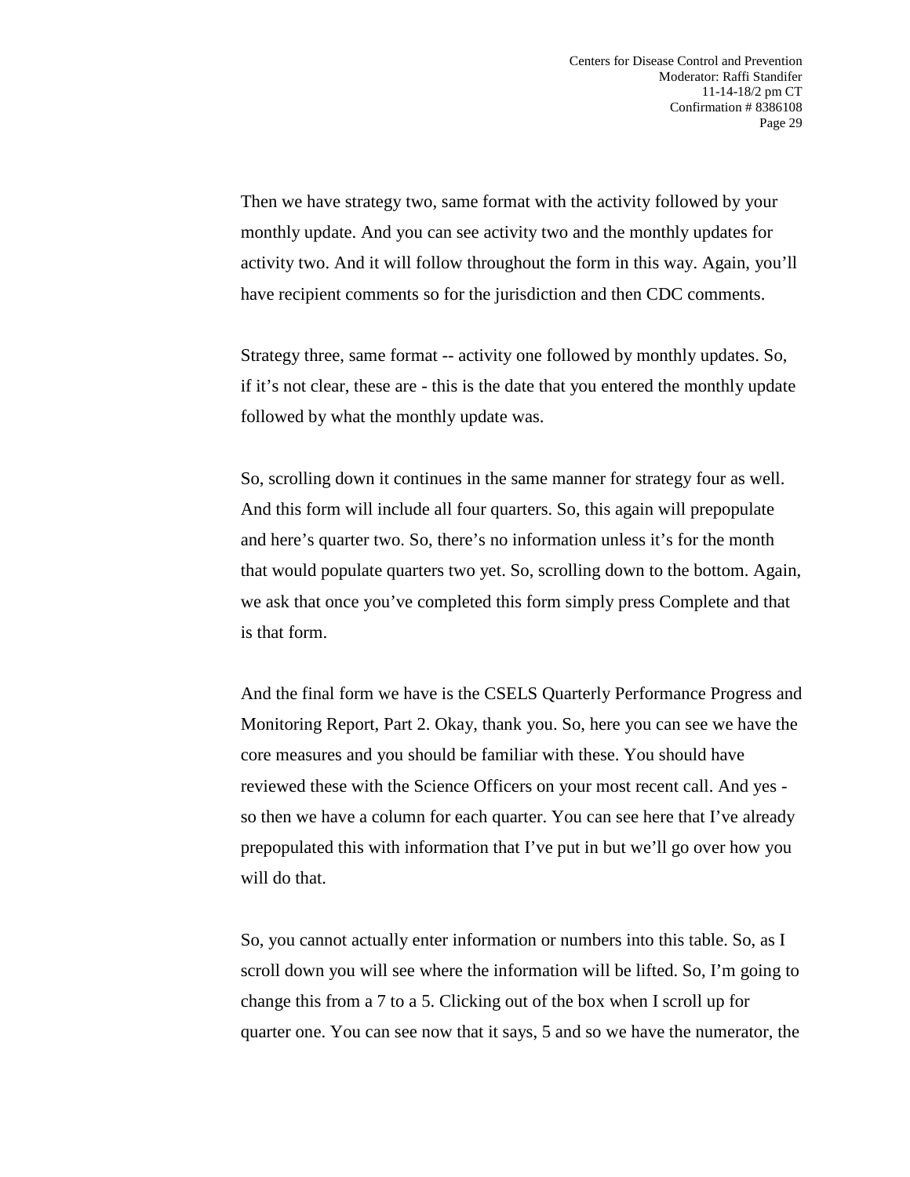Then we have strategy two, same format with the activity followed by your monthly update. And you can see activity two and the monthly updates for activity two. And it will follow throughout the form in this way. Again, you'll have recipient comments so for the jurisdiction and then CDC comments.

Strategy three, same format -- activity one followed by monthly updates. So, if it's not clear, these are - this is the date that you entered the monthly update followed by what the monthly update was.

So, scrolling down it continues in the same manner for strategy four as well. And this form will include all four quarters. So, this again will prepopulate and here's quarter two. So, there's no information unless it's for the month that would populate quarters two yet. So, scrolling down to the bottom. Again, we ask that once you've completed this form simply press Complete and that is that form.

And the final form we have is the CSELS Quarterly Performance Progress and Monitoring Report, Part 2. Okay, thank you. So, here you can see we have the core measures and you should be familiar with these. You should have reviewed these with the Science Officers on your most recent call. And yes - so then we have a column for each quarter. You can see here that I've already prepopulated this with information that I've put in but we'll go over how you will do that.

So, you cannot actually enter information or numbers into this table. So, as I scroll down you will see where the information will be lifted. So, I'm going to change this from a 7 to a 5. Clicking out of the box when I scroll up for quarter one. You can see now that it says, 5 and so we have the numerator, the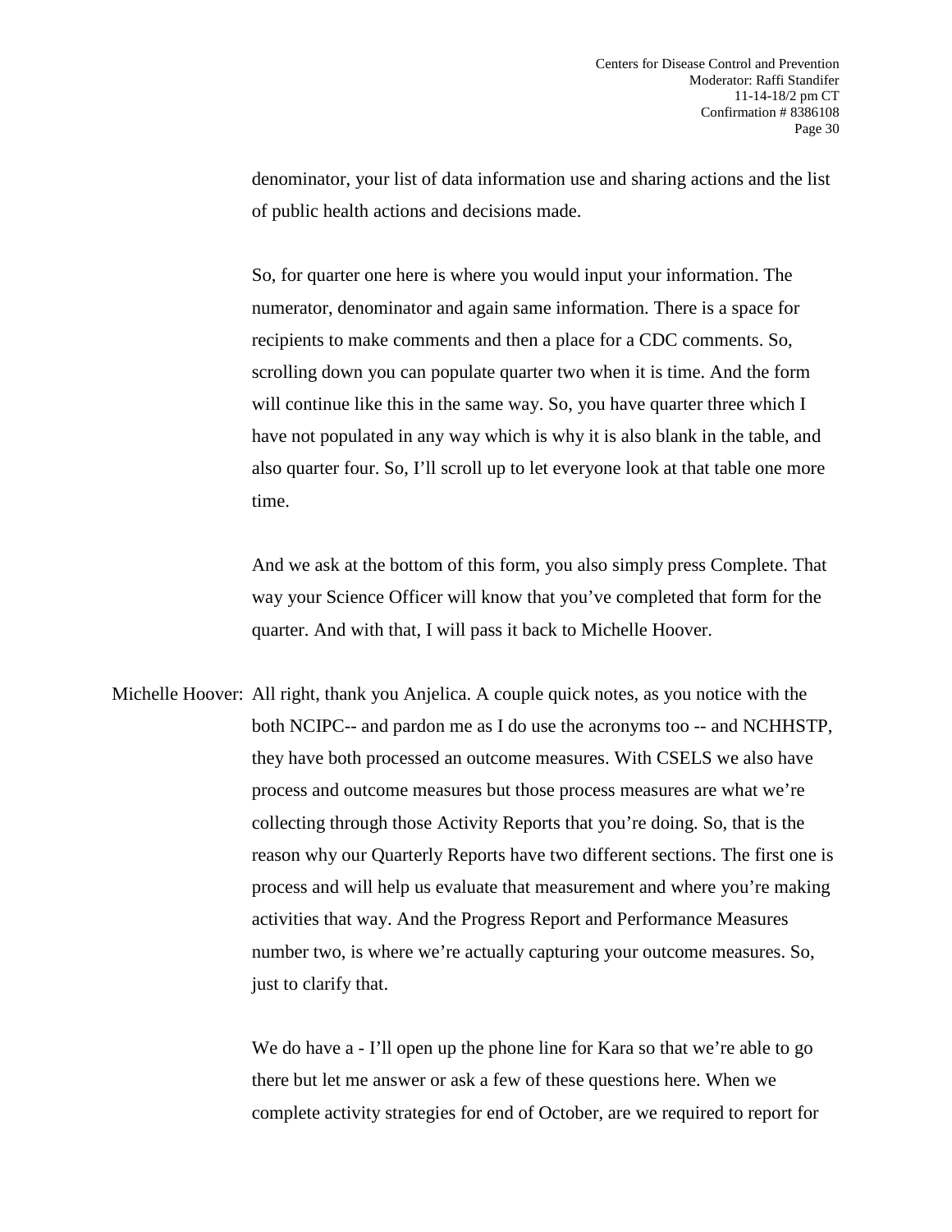denominator, your list of data information use and sharing actions and the list of public health actions and decisions made.

So, for quarter one here is where you would input your information. The numerator, denominator and again same information. There is a space for recipients to make comments and then a place for a CDC comments. So, scrolling down you can populate quarter two when it is time. And the form will continue like this in the same way. So, you have quarter three which I have not populated in any way which is why it is also blank in the table, and also quarter four. So, I'll scroll up to let everyone look at that table one more time.

And we ask at the bottom of this form, you also simply press Complete. That way your Science Officer will know that you've completed that form for the quarter. And with that, I will pass it back to Michelle Hoover.

Michelle Hoover: All right, thank you Anjelica. A couple quick notes, as you notice with the both NCIPC-- and pardon me as I do use the acronyms too -- and NCHHSTP, they have both processed an outcome measures. With CSELS we also have process and outcome measures but those process measures are what we're collecting through those Activity Reports that you're doing. So, that is the reason why our Quarterly Reports have two different sections. The first one is process and will help us evaluate that measurement and where you're making activities that way. And the Progress Report and Performance Measures number two, is where we're actually capturing your outcome measures. So, just to clarify that.

We do have a - I'll open up the phone line for Kara so that we're able to go there but let me answer or ask a few of these questions here. When we complete activity strategies for end of October, are we required to report for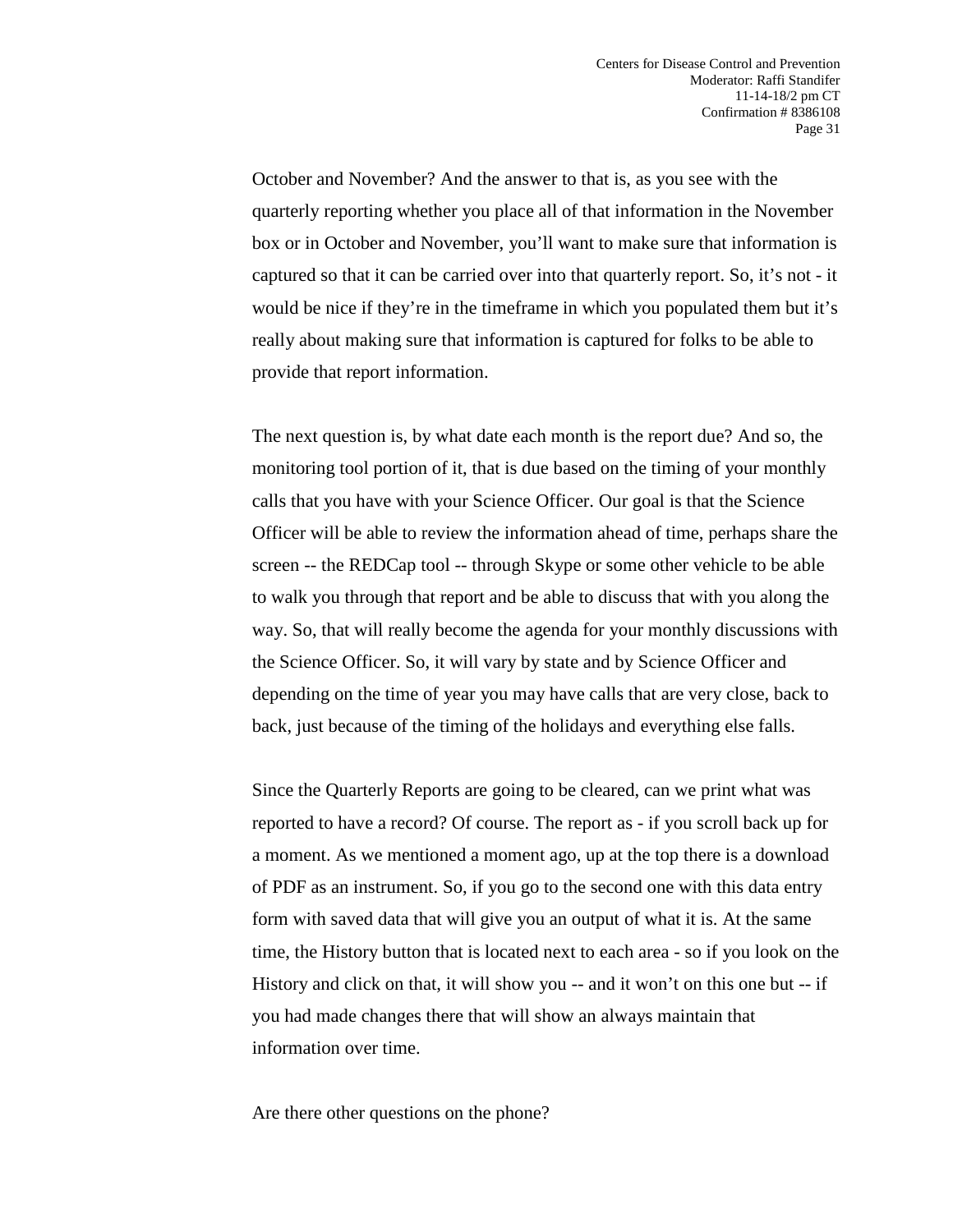October and November? And the answer to that is, as you see with the quarterly reporting whether you place all of that information in the November box or in October and November, you'll want to make sure that information is captured so that it can be carried over into that quarterly report. So, it's not - it would be nice if they're in the timeframe in which you populated them but it's really about making sure that information is captured for folks to be able to provide that report information.

The next question is, by what date each month is the report due? And so, the monitoring tool portion of it, that is due based on the timing of your monthly calls that you have with your Science Officer. Our goal is that the Science Officer will be able to review the information ahead of time, perhaps share the screen -- the REDCap tool -- through Skype or some other vehicle to be able to walk you through that report and be able to discuss that with you along the way. So, that will really become the agenda for your monthly discussions with the Science Officer. So, it will vary by state and by Science Officer and depending on the time of year you may have calls that are very close, back to back, just because of the timing of the holidays and everything else falls.

Since the Quarterly Reports are going to be cleared, can we print what was reported to have a record? Of course. The report as - if you scroll back up for a moment. As we mentioned a moment ago, up at the top there is a download of PDF as an instrument. So, if you go to the second one with this data entry form with saved data that will give you an output of what it is. At the same time, the History button that is located next to each area - so if you look on the History and click on that, it will show you -- and it won't on this one but -- if you had made changes there that will show an always maintain that information over time.

Are there other questions on the phone?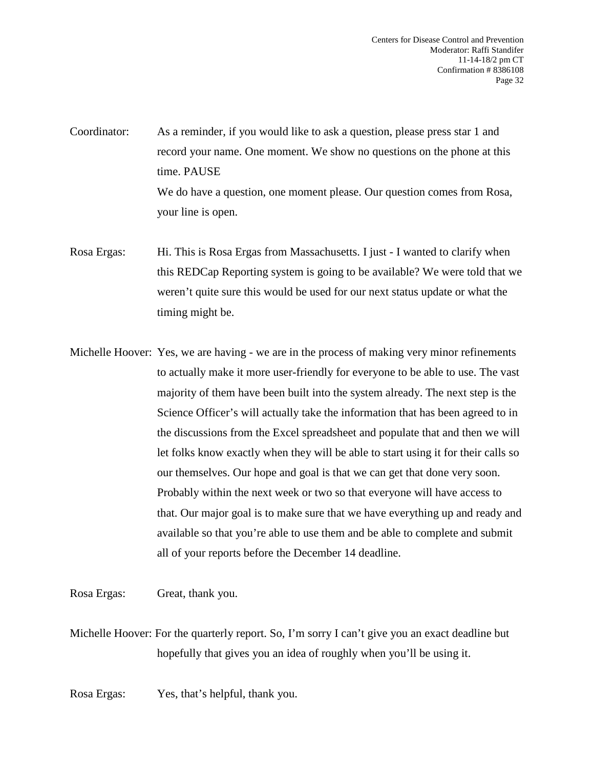Coordinator: As a reminder, if you would like to ask a question, please press star 1 and record your name. One moment. We show no questions on the phone at this time. PAUSE

We do have a question, one moment please. Our question comes from Rosa, your line is open.

Rosa Ergas: Hi. This is Rosa Ergas from Massachusetts. I just - I wanted to clarify when this REDCap Reporting system is going to be available? We were told that we weren't quite sure this would be used for our next status update or what the timing might be.

Michelle Hoover: Yes, we are having - we are in the process of making very minor refinements to actually make it more user-friendly for everyone to be able to use. The vast majority of them have been built into the system already. The next step is the Science Officer's will actually take the information that has been agreed to in the discussions from the Excel spreadsheet and populate that and then we will let folks know exactly when they will be able to start using it for their calls so our themselves. Our hope and goal is that we can get that done very soon. Probably within the next week or two so that everyone will have access to that. Our major goal is to make sure that we have everything up and ready and available so that you're able to use them and be able to complete and submit all of your reports before the December 14 deadline.

Rosa Ergas: Great, thank you.

Michelle Hoover: For the quarterly report. So, I'm sorry I can't give you an exact deadline but hopefully that gives you an idea of roughly when you'll be using it.

Rosa Ergas: Yes, that's helpful, thank you.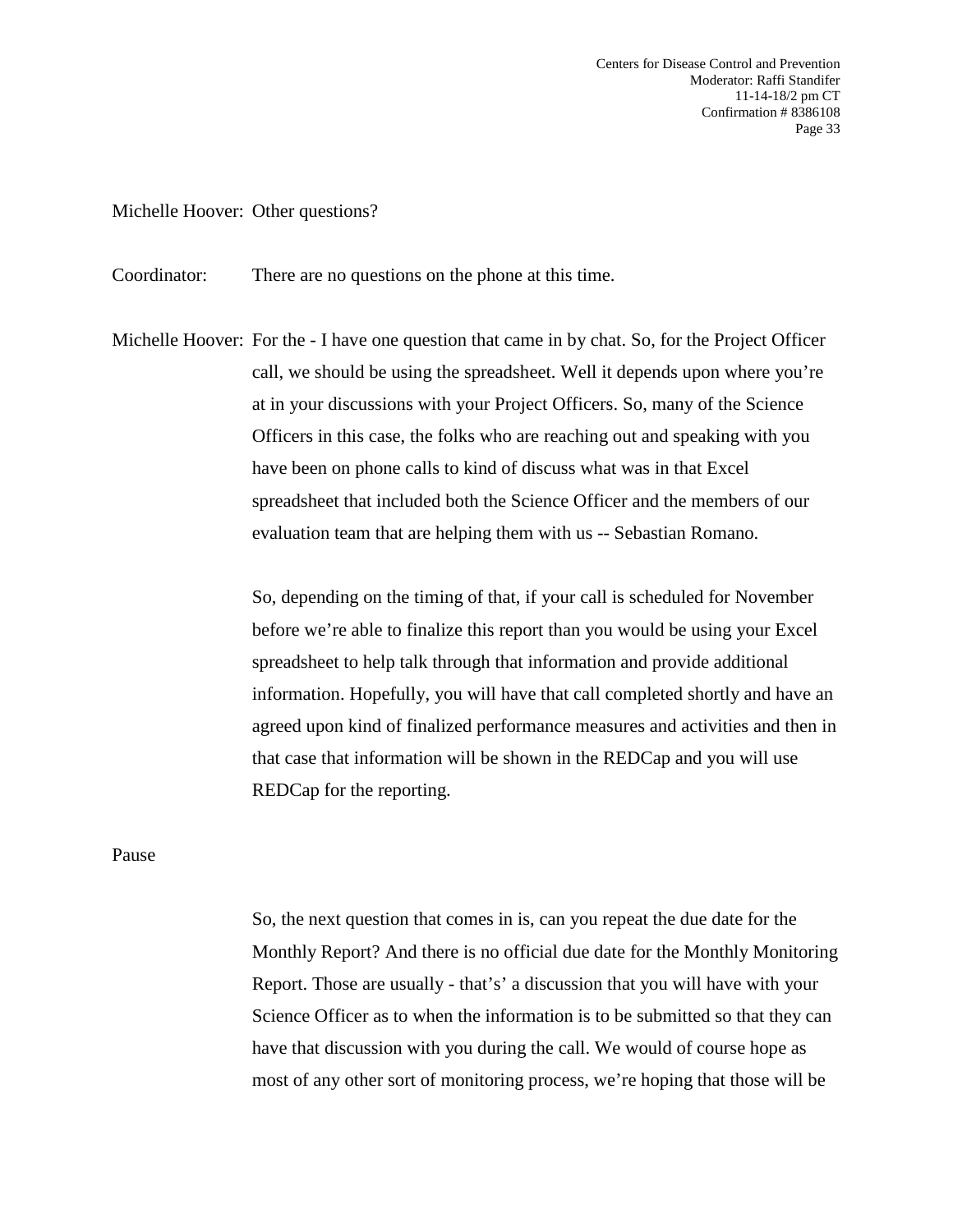Michelle Hoover: Other questions?

Coordinator: There are no questions on the phone at this time.

Michelle Hoover: For the - I have one question that came in by chat. So, for the Project Officer call, we should be using the spreadsheet. Well it depends upon where you're at in your discussions with your Project Officers. So, many of the Science Officers in this case, the folks who are reaching out and speaking with you have been on phone calls to kind of discuss what was in that Excel spreadsheet that included both the Science Officer and the members of our evaluation team that are helping them with us -- Sebastian Romano.

So, depending on the timing of that, if your call is scheduled for November before we're able to finalize this report than you would be using your Excel spreadsheet to help talk through that information and provide additional information. Hopefully, you will have that call completed shortly and have an agreed upon kind of finalized performance measures and activities and then in that case that information will be shown in the REDCap and you will use REDCap for the reporting.

Pause

So, the next question that comes in is, can you repeat the due date for the Monthly Report? And there is no official due date for the Monthly Monitoring Report. Those are usually - that's' a discussion that you will have with your Science Officer as to when the information is to be submitted so that they can have that discussion with you during the call. We would of course hope as most of any other sort of monitoring process, we're hoping that those will be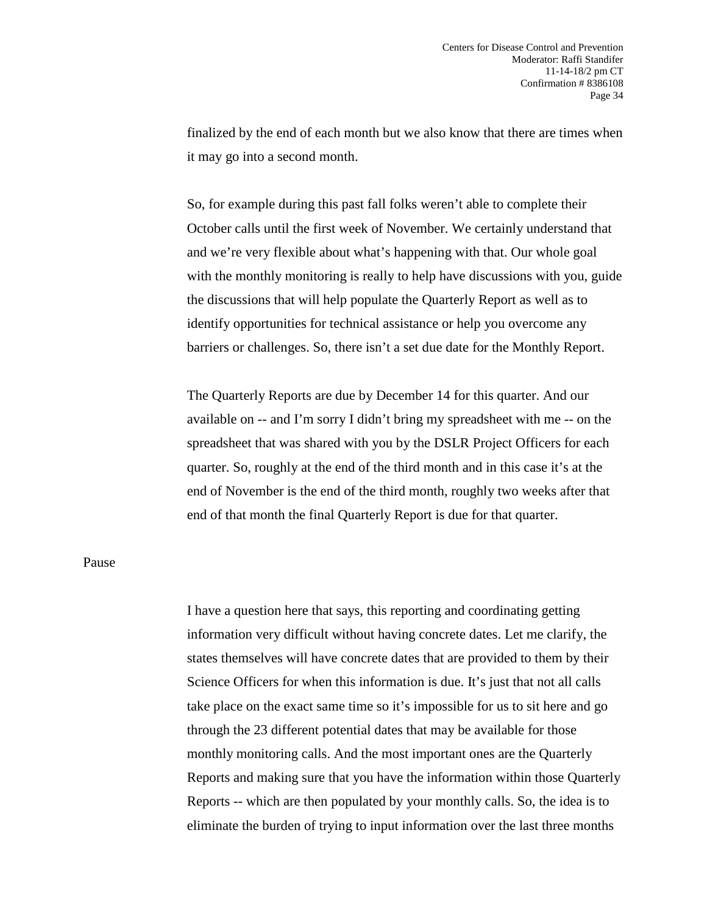finalized by the end of each month but we also know that there are times when it may go into a second month.

So, for example during this past fall folks weren't able to complete their October calls until the first week of November. We certainly understand that and we're very flexible about what's happening with that. Our whole goal with the monthly monitoring is really to help have discussions with you, guide the discussions that will help populate the Quarterly Report as well as to identify opportunities for technical assistance or help you overcome any barriers or challenges. So, there isn't a set due date for the Monthly Report.

The Quarterly Reports are due by December 14 for this quarter. And our available on -- and I'm sorry I didn't bring my spreadsheet with me -- on the spreadsheet that was shared with you by the DSLR Project Officers for each quarter. So, roughly at the end of the third month and in this case it's at the end of November is the end of the third month, roughly two weeks after that end of that month the final Quarterly Report is due for that quarter.

Pause

I have a question here that says, this reporting and coordinating getting information very difficult without having concrete dates. Let me clarify, the states themselves will have concrete dates that are provided to them by their Science Officers for when this information is due. It's just that not all calls take place on the exact same time so it's impossible for us to sit here and go through the 23 different potential dates that may be available for those monthly monitoring calls. And the most important ones are the Quarterly Reports and making sure that you have the information within those Quarterly Reports -- which are then populated by your monthly calls. So, the idea is to eliminate the burden of trying to input information over the last three months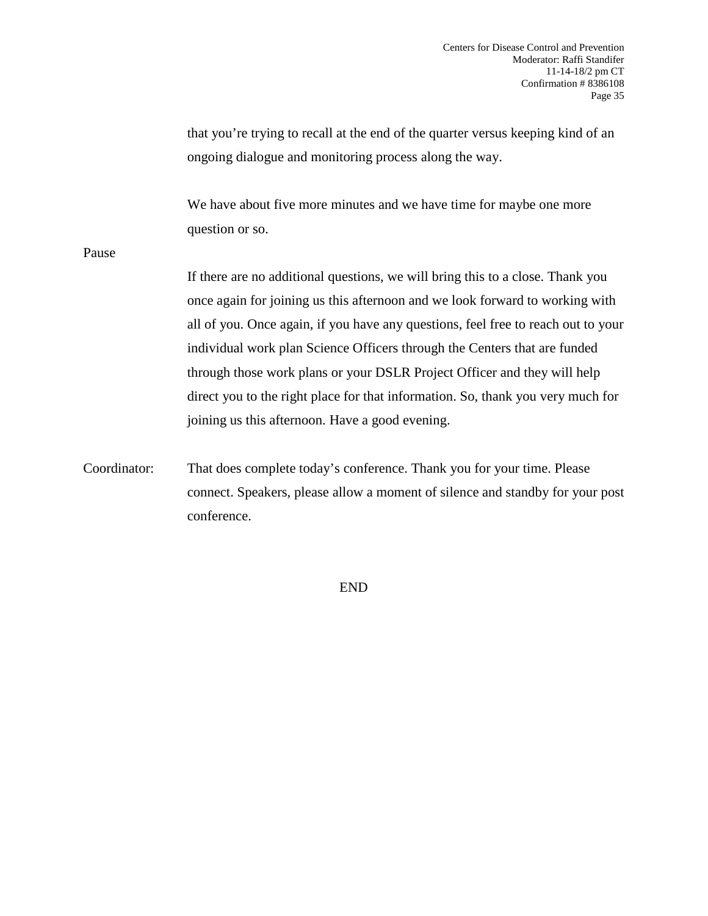that you're trying to recall at the end of the quarter versus keeping kind of an ongoing dialogue and monitoring process along the way.

We have about five more minutes and we have time for maybe one more question or so.

Pause

If there are no additional questions, we will bring this to a close. Thank you once again for joining us this afternoon and we look forward to working with all of you. Once again, if you have any questions, feel free to reach out to your individual work plan Science Officers through the Centers that are funded through those work plans or your DSLR Project Officer and they will help direct you to the right place for that information. So, thank you very much for joining us this afternoon. Have a good evening.

Coordinator: That does complete today's conference. Thank you for your time. Please connect. Speakers, please allow a moment of silence and standby for your post conference.

END